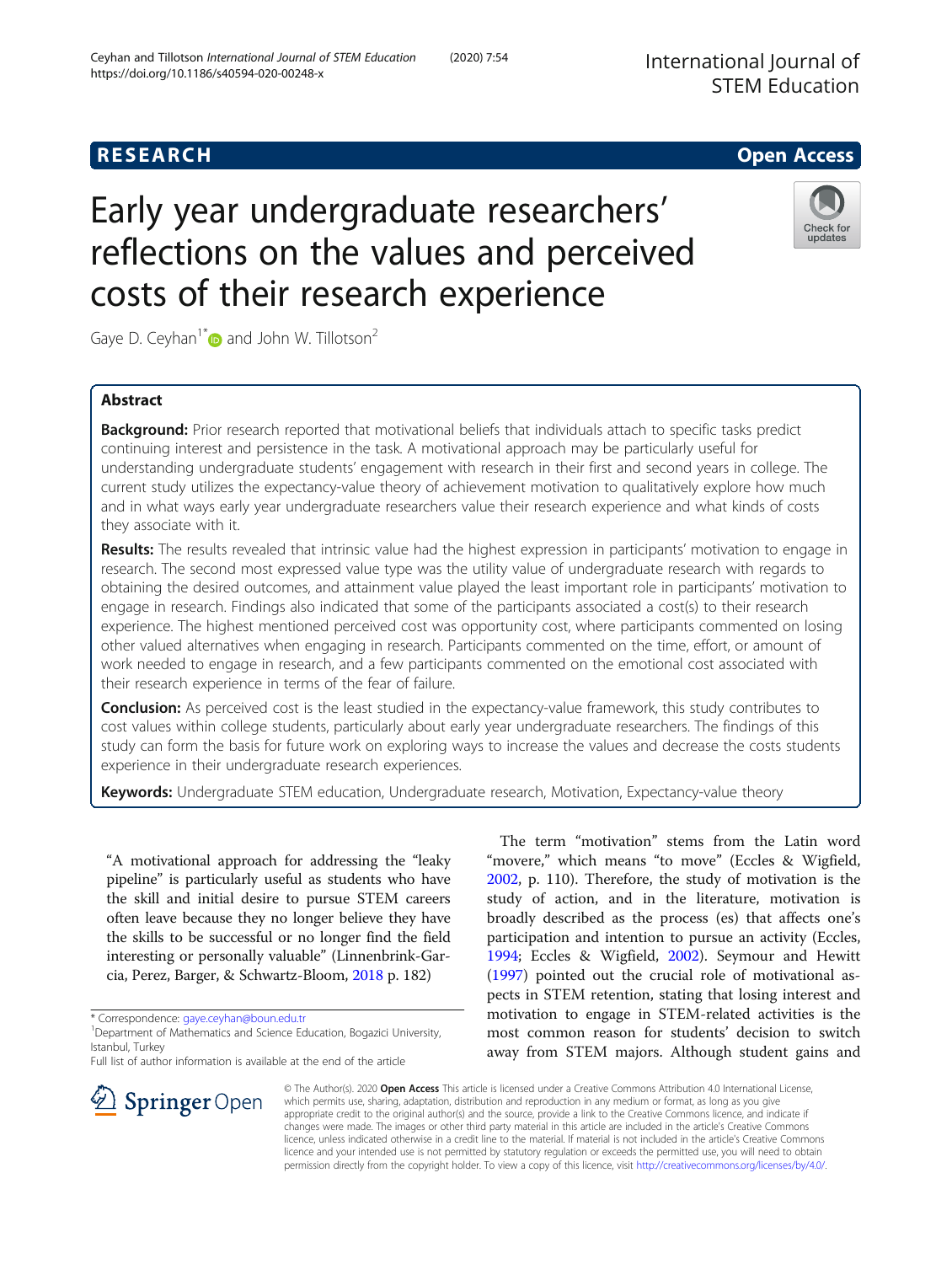RESEARCH Open Access

# Early year undergraduate researchers' reflections on the values and perceived costs of their research experience

Gaye D. Ceyhan[1*] and John W. Tillotson[2]

## Abstract

**Background:** Prior research reported that motivational beliefs that individuals attach to specific tasks predict continuing interest and persistence in the task. A motivational approach may be particularly useful for understanding undergraduate students' engagement with research in their first and second years in college. The current study utilizes the expectancy-value theory of achievement motivation to qualitatively explore how much and in what ways early year undergraduate researchers value their research experience and what kinds of costs they associate with it.

**Results:** The results revealed that intrinsic value had the highest expression in participants' motivation to engage in research. The second most expressed value type was the utility value of undergraduate research with regards to obtaining the desired outcomes, and attainment value played the least important role in participants' motivation to engage in research. Findings also indicated that some of the participants associated a cost(s) to their research experience. The highest mentioned perceived cost was opportunity cost, where participants commented on losing other valued alternatives when engaging in research. Participants commented on the time, effort, or amount of work needed to engage in research, and a few participants commented on the emotional cost associated with their research experience in terms of the fear of failure.

**Conclusion:** As perceived cost is the least studied in the expectancy-value framework, this study contributes to cost values within college students, particularly about early year undergraduate researchers. The findings of this study can form the basis for future work on exploring ways to increase the values and decrease the costs students experience in their undergraduate research experiences.

**Keywords:** Undergraduate STEM education, Undergraduate research, Motivation, Expectancy-value theory

"A motivational approach for addressing the "leaky pipeline" is particularly useful as students who have the skill and initial desire to pursue STEM careers often leave because they no longer believe they have the skills to be successful or no longer find the field interesting or personally valuable" (Linnenbrink-Garcia, Perez, Barger, & Schwartz-Bloom, 2018 p. 182)

The term "motivation" stems from the Latin word "movere," which means "to move" (Eccles & Wigfield, 2002, p. 110). Therefore, the study of motivation is the study of action, and in the literature, motivation is broadly described as the process (es) that affects one's participation and intention to pursue an activity (Eccles, 1994; Eccles & Wigfield, 2002). Seymour and Hewitt (1997) pointed out the crucial role of motivational aspects in STEM retention, stating that losing interest and motivation to engage in STEM-related activities is the most common reason for students' decision to switch away from STEM majors. Although student gains and

\* Correspondence: gaye.ceyhan@boun.edu.tr
[1]Department of Mathematics and Science Education, Bogazici University, Istanbul, Turkey
Full list of author information is available at the end of the article

© The Author(s). 2020 **Open Access** This article is licensed under a Creative Commons Attribution 4.0 International License, which permits use, sharing, adaptation, distribution and reproduction in any medium or format, as long as you give appropriate credit to the original author(s) and the source, provide a link to the Creative Commons licence, and indicate if changes were made. The images or other third party material in this article are included in the article's Creative Commons licence, unless indicated otherwise in a credit line to the material. If material is not included in the article's Creative Commons licence and your intended use is not permitted by statutory regulation or exceeds the permitted use, you will need to obtain permission directly from the copyright holder. To view a copy of this licence, visit http://creativecommons.org/licenses/by/4.0/.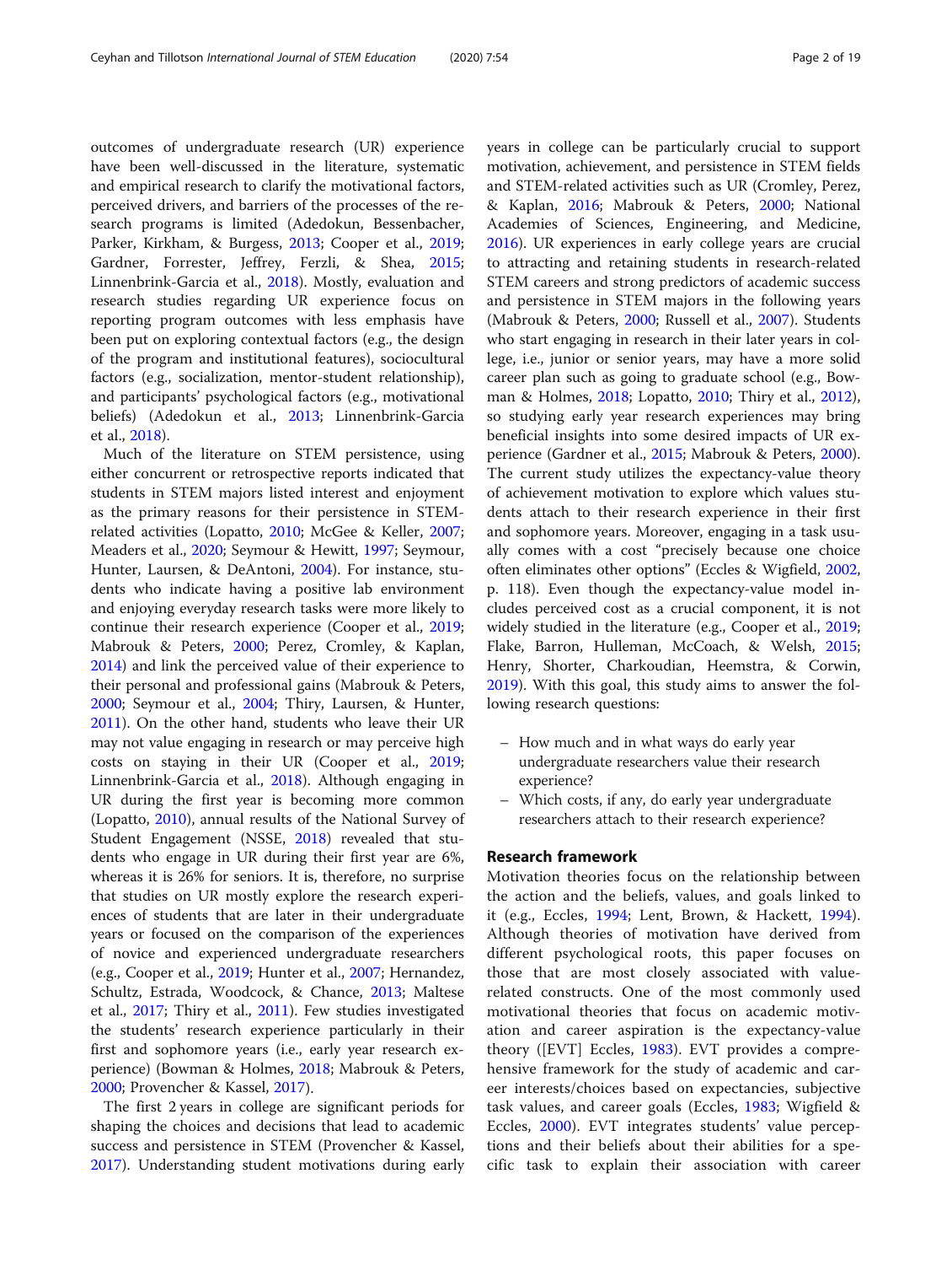outcomes of undergraduate research (UR) experience have been well-discussed in the literature, systematic and empirical research to clarify the motivational factors, perceived drivers, and barriers of the processes of the research programs is limited (Adedokun, Bessenbacher, Parker, Kirkham, & Burgess, 2013; Cooper et al., 2019; Gardner, Forrester, Jeffrey, Ferzli, & Shea, 2015; Linnenbrink-Garcia et al., 2018). Mostly, evaluation and research studies regarding UR experience focus on reporting program outcomes with less emphasis have been put on exploring contextual factors (e.g., the design of the program and institutional features), sociocultural factors (e.g., socialization, mentor-student relationship), and participants' psychological factors (e.g., motivational beliefs) (Adedokun et al., 2013; Linnenbrink-Garcia et al., 2018).

Much of the literature on STEM persistence, using either concurrent or retrospective reports indicated that students in STEM majors listed interest and enjoyment as the primary reasons for their persistence in STEM-related activities (Lopatto, 2010; McGee & Keller, 2007; Meaders et al., 2020; Seymour & Hewitt, 1997; Seymour, Hunter, Laursen, & DeAntoni, 2004). For instance, students who indicate having a positive lab environment and enjoying everyday research tasks were more likely to continue their research experience (Cooper et al., 2019; Mabrouk & Peters, 2000; Perez, Cromley, & Kaplan, 2014) and link the perceived value of their experience to their personal and professional gains (Mabrouk & Peters, 2000; Seymour et al., 2004; Thiry, Laursen, & Hunter, 2011). On the other hand, students who leave their UR may not value engaging in research or may perceive high costs on staying in their UR (Cooper et al., 2019; Linnenbrink-Garcia et al., 2018). Although engaging in UR during the first year is becoming more common (Lopatto, 2010), annual results of the National Survey of Student Engagement (NSSE, 2018) revealed that students who engage in UR during their first year are 6%, whereas it is 26% for seniors. It is, therefore, no surprise that studies on UR mostly explore the research experiences of students that are later in their undergraduate years or focused on the comparison of the experiences of novice and experienced undergraduate researchers (e.g., Cooper et al., 2019; Hunter et al., 2007; Hernandez, Schultz, Estrada, Woodcock, & Chance, 2013; Maltese et al., 2017; Thiry et al., 2011). Few studies investigated the students' research experience particularly in their first and sophomore years (i.e., early year research experience) (Bowman & Holmes, 2018; Mabrouk & Peters, 2000; Provencher & Kassel, 2017).

The first 2 years in college are significant periods for shaping the choices and decisions that lead to academic success and persistence in STEM (Provencher & Kassel, 2017). Understanding student motivations during early years in college can be particularly crucial to support motivation, achievement, and persistence in STEM fields and STEM-related activities such as UR (Cromley, Perez, & Kaplan, 2016; Mabrouk & Peters, 2000; National Academies of Sciences, Engineering, and Medicine, 2016). UR experiences in early college years are crucial to attracting and retaining students in research-related STEM careers and strong predictors of academic success and persistence in STEM majors in the following years (Mabrouk & Peters, 2000; Russell et al., 2007). Students who start engaging in research in their later years in college, i.e., junior or senior years, may have a more solid career plan such as going to graduate school (e.g., Bowman & Holmes, 2018; Lopatto, 2010; Thiry et al., 2012), so studying early year research experiences may bring beneficial insights into some desired impacts of UR experience (Gardner et al., 2015; Mabrouk & Peters, 2000). The current study utilizes the expectancy-value theory of achievement motivation to explore which values students attach to their research experience in their first and sophomore years. Moreover, engaging in a task usually comes with a cost "precisely because one choice often eliminates other options" (Eccles & Wigfield, 2002, p. 118). Even though the expectancy-value model includes perceived cost as a crucial component, it is not widely studied in the literature (e.g., Cooper et al., 2019; Flake, Barron, Hulleman, McCoach, & Welsh, 2015; Henry, Shorter, Charkoudian, Heemstra, & Corwin, 2019). With this goal, this study aims to answer the following research questions:

- How much and in what ways do early year undergraduate researchers value their research experience?
- Which costs, if any, do early year undergraduate researchers attach to their research experience?

## Research framework

Motivation theories focus on the relationship between the action and the beliefs, values, and goals linked to it (e.g., Eccles, 1994; Lent, Brown, & Hackett, 1994). Although theories of motivation have derived from different psychological roots, this paper focuses on those that are most closely associated with value-related constructs. One of the most commonly used motivational theories that focus on academic motivation and career aspiration is the expectancy-value theory ([EVT] Eccles, 1983). EVT provides a comprehensive framework for the study of academic and career interests/choices based on expectancies, subjective task values, and career goals (Eccles, 1983; Wigfield & Eccles, 2000). EVT integrates students' value perceptions and their beliefs about their abilities for a specific task to explain their association with career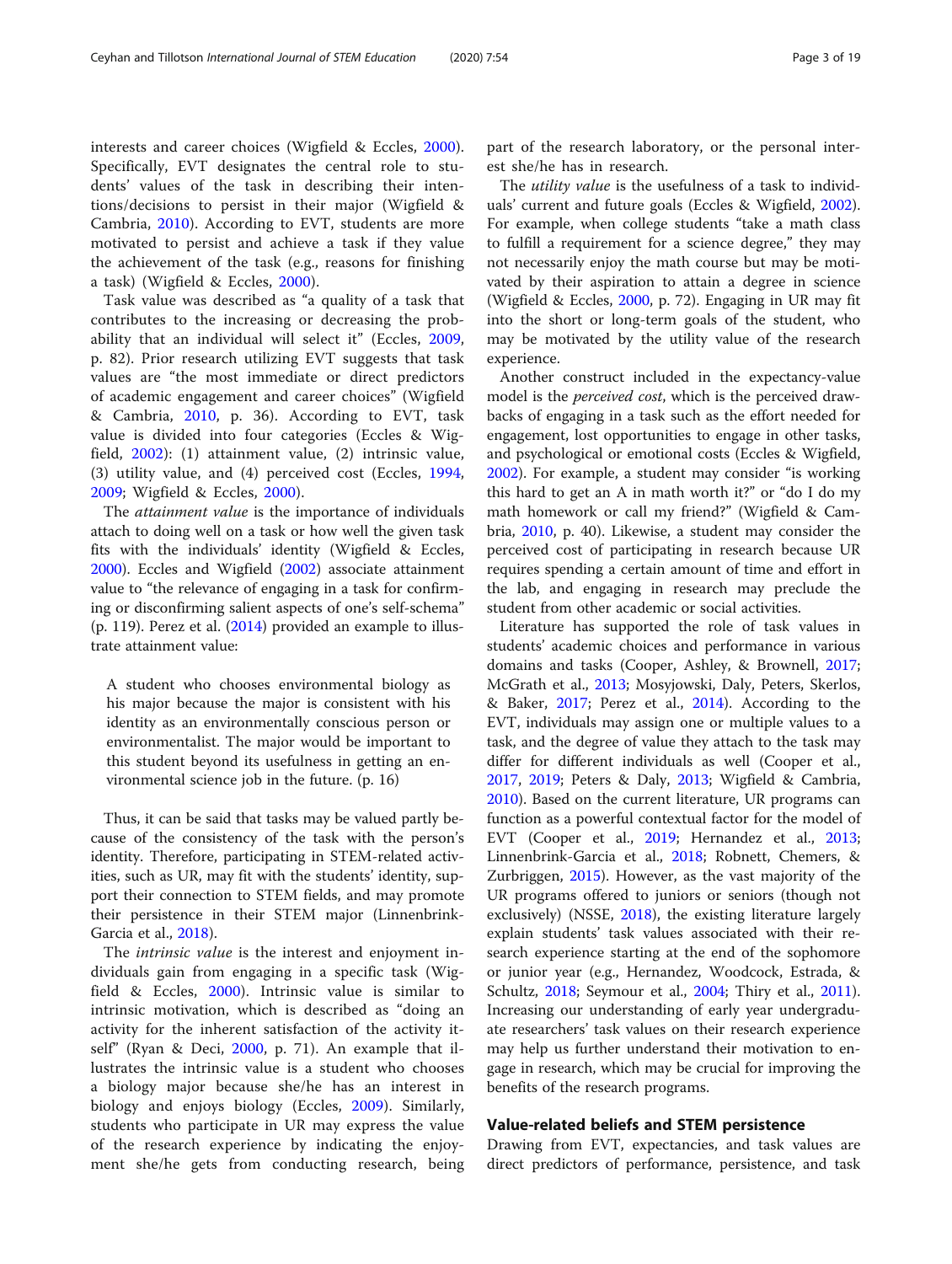interests and career choices (Wigfield & Eccles, 2000). Specifically, EVT designates the central role to students' values of the task in describing their intentions/decisions to persist in their major (Wigfield & Cambria, 2010). According to EVT, students are more motivated to persist and achieve a task if they value the achievement of the task (e.g., reasons for finishing a task) (Wigfield & Eccles, 2000).

Task value was described as "a quality of a task that contributes to the increasing or decreasing the probability that an individual will select it" (Eccles, 2009, p. 82). Prior research utilizing EVT suggests that task values are "the most immediate or direct predictors of academic engagement and career choices" (Wigfield & Cambria, 2010, p. 36). According to EVT, task value is divided into four categories (Eccles & Wigfield, 2002): (1) attainment value, (2) intrinsic value, (3) utility value, and (4) perceived cost (Eccles, 1994, 2009; Wigfield & Eccles, 2000).

The *attainment value* is the importance of individuals attach to doing well on a task or how well the given task fits with the individuals' identity (Wigfield & Eccles, 2000). Eccles and Wigfield (2002) associate attainment value to "the relevance of engaging in a task for confirming or disconfirming salient aspects of one's self-schema" (p. 119). Perez et al. (2014) provided an example to illustrate attainment value:

> A student who chooses environmental biology as his major because the major is consistent with his identity as an environmentally conscious person or environmentalist. The major would be important to this student beyond its usefulness in getting an environmental science job in the future. (p. 16)

Thus, it can be said that tasks may be valued partly because of the consistency of the task with the person's identity. Therefore, participating in STEM-related activities, such as UR, may fit with the students' identity, support their connection to STEM fields, and may promote their persistence in their STEM major (Linnenbrink-Garcia et al., 2018).

The *intrinsic value* is the interest and enjoyment individuals gain from engaging in a specific task (Wigfield & Eccles, 2000). Intrinsic value is similar to intrinsic motivation, which is described as "doing an activity for the inherent satisfaction of the activity itself" (Ryan & Deci, 2000, p. 71). An example that illustrates the intrinsic value is a student who chooses a biology major because she/he has an interest in biology and enjoys biology (Eccles, 2009). Similarly, students who participate in UR may express the value of the research experience by indicating the enjoyment she/he gets from conducting research, being part of the research laboratory, or the personal interest she/he has in research.

The *utility value* is the usefulness of a task to individuals' current and future goals (Eccles & Wigfield, 2002). For example, when college students "take a math class to fulfill a requirement for a science degree," they may not necessarily enjoy the math course but may be motivated by their aspiration to attain a degree in science (Wigfield & Eccles, 2000, p. 72). Engaging in UR may fit into the short or long-term goals of the student, who may be motivated by the utility value of the research experience.

Another construct included in the expectancy-value model is the *perceived cost*, which is the perceived drawbacks of engaging in a task such as the effort needed for engagement, lost opportunities to engage in other tasks, and psychological or emotional costs (Eccles & Wigfield, 2002). For example, a student may consider "is working this hard to get an A in math worth it?" or "do I do my math homework or call my friend?" (Wigfield & Cambria, 2010, p. 40). Likewise, a student may consider the perceived cost of participating in research because UR requires spending a certain amount of time and effort in the lab, and engaging in research may preclude the student from other academic or social activities.

Literature has supported the role of task values in students' academic choices and performance in various domains and tasks (Cooper, Ashley, & Brownell, 2017; McGrath et al., 2013; Mosyjowski, Daly, Peters, Skerlos, & Baker, 2017; Perez et al., 2014). According to the EVT, individuals may assign one or multiple values to a task, and the degree of value they attach to the task may differ for different individuals as well (Cooper et al., 2017, 2019; Peters & Daly, 2013; Wigfield & Cambria, 2010). Based on the current literature, UR programs can function as a powerful contextual factor for the model of EVT (Cooper et al., 2019; Hernandez et al., 2013; Linnenbrink-Garcia et al., 2018; Robnett, Chemers, & Zurbriggen, 2015). However, as the vast majority of the UR programs offered to juniors or seniors (though not exclusively) (NSSE, 2018), the existing literature largely explain students' task values associated with their research experience starting at the end of the sophomore or junior year (e.g., Hernandez, Woodcock, Estrada, & Schultz, 2018; Seymour et al., 2004; Thiry et al., 2011). Increasing our understanding of early year undergraduate researchers' task values on their research experience may help us further understand their motivation to engage in research, which may be crucial for improving the benefits of the research programs.

## Value-related beliefs and STEM persistence

Drawing from EVT, expectancies, and task values are direct predictors of performance, persistence, and task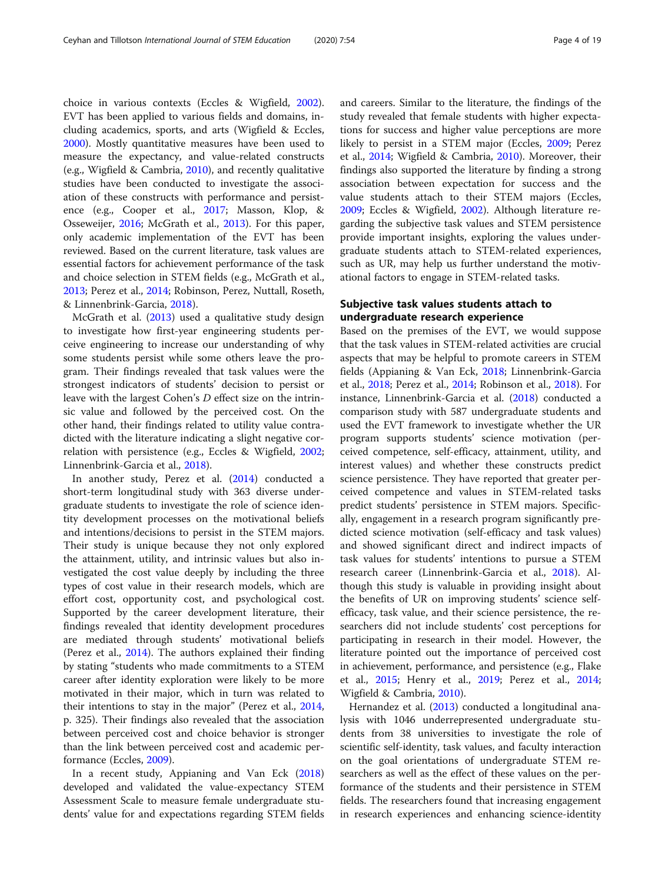choice in various contexts (Eccles & Wigfield, 2002). EVT has been applied to various fields and domains, including academics, sports, and arts (Wigfield & Eccles, 2000). Mostly quantitative measures have been used to measure the expectancy, and value-related constructs (e.g., Wigfield & Cambria, 2010), and recently qualitative studies have been conducted to investigate the association of these constructs with performance and persistence (e.g., Cooper et al., 2017; Masson, Klop, & Osseweijer, 2016; McGrath et al., 2013). For this paper, only academic implementation of the EVT has been reviewed. Based on the current literature, task values are essential factors for achievement performance of the task and choice selection in STEM fields (e.g., McGrath et al., 2013; Perez et al., 2014; Robinson, Perez, Nuttall, Roseth, & Linnenbrink-Garcia, 2018).

McGrath et al. (2013) used a qualitative study design to investigate how first-year engineering students perceive engineering to increase our understanding of why some students persist while some others leave the program. Their findings revealed that task values were the strongest indicators of students' decision to persist or leave with the largest Cohen's *D* effect size on the intrinsic value and followed by the perceived cost. On the other hand, their findings related to utility value contradicted with the literature indicating a slight negative correlation with persistence (e.g., Eccles & Wigfield, 2002; Linnenbrink-Garcia et al., 2018).

In another study, Perez et al. (2014) conducted a short-term longitudinal study with 363 diverse undergraduate students to investigate the role of science identity development processes on the motivational beliefs and intentions/decisions to persist in the STEM majors. Their study is unique because they not only explored the attainment, utility, and intrinsic values but also investigated the cost value deeply by including the three types of cost value in their research models, which are effort cost, opportunity cost, and psychological cost. Supported by the career development literature, their findings revealed that identity development procedures are mediated through students' motivational beliefs (Perez et al., 2014). The authors explained their finding by stating "students who made commitments to a STEM career after identity exploration were likely to be more motivated in their major, which in turn was related to their intentions to stay in the major" (Perez et al., 2014, p. 325). Their findings also revealed that the association between perceived cost and choice behavior is stronger than the link between perceived cost and academic performance (Eccles, 2009).

In a recent study, Appianing and Van Eck (2018) developed and validated the value-expectancy STEM Assessment Scale to measure female undergraduate students' value for and expectations regarding STEM fields and careers. Similar to the literature, the findings of the study revealed that female students with higher expectations for success and higher value perceptions are more likely to persist in a STEM major (Eccles, 2009; Perez et al., 2014; Wigfield & Cambria, 2010). Moreover, their findings also supported the literature by finding a strong association between expectation for success and the value students attach to their STEM majors (Eccles, 2009; Eccles & Wigfield, 2002). Although literature regarding the subjective task values and STEM persistence provide important insights, exploring the values undergraduate students attach to STEM-related experiences, such as UR, may help us further understand the motivational factors to engage in STEM-related tasks.

## Subjective task values students attach to undergraduate research experience

Based on the premises of the EVT, we would suppose that the task values in STEM-related activities are crucial aspects that may be helpful to promote careers in STEM fields (Appianing & Van Eck, 2018; Linnenbrink-Garcia et al., 2018; Perez et al., 2014; Robinson et al., 2018). For instance, Linnenbrink-Garcia et al. (2018) conducted a comparison study with 587 undergraduate students and used the EVT framework to investigate whether the UR program supports students' science motivation (perceived competence, self-efficacy, attainment, utility, and interest values) and whether these constructs predict science persistence. They have reported that greater perceived competence and values in STEM-related tasks predict students' persistence in STEM majors. Specifically, engagement in a research program significantly predicted science motivation (self-efficacy and task values) and showed significant direct and indirect impacts of task values for students' intentions to pursue a STEM research career (Linnenbrink-Garcia et al., 2018). Although this study is valuable in providing insight about the benefits of UR on improving students' science self-efficacy, task value, and their science persistence, the researchers did not include students' cost perceptions for participating in research in their model. However, the literature pointed out the importance of perceived cost in achievement, performance, and persistence (e.g., Flake et al., 2015; Henry et al., 2019; Perez et al., 2014; Wigfield & Cambria, 2010).

Hernandez et al. (2013) conducted a longitudinal analysis with 1046 underrepresented undergraduate students from 38 universities to investigate the role of scientific self-identity, task values, and faculty interaction on the goal orientations of undergraduate STEM researchers as well as the effect of these values on the performance of the students and their persistence in STEM fields. The researchers found that increasing engagement in research experiences and enhancing science-identity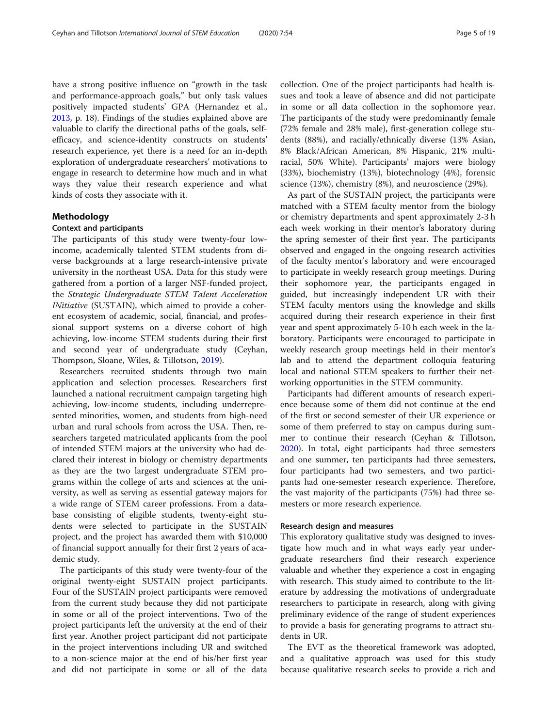have a strong positive influence on "growth in the task and performance-approach goals," but only task values positively impacted students' GPA (Hernandez et al., 2013, p. 18). Findings of the studies explained above are valuable to clarify the directional paths of the goals, self-efficacy, and science-identity constructs on students' research experience, yet there is a need for an in-depth exploration of undergraduate researchers' motivations to engage in research to determine how much and in what ways they value their research experience and what kinds of costs they associate with it.

## Methodology

### Context and participants

The participants of this study were twenty-four low-income, academically talented STEM students from diverse backgrounds at a large research-intensive private university in the northeast USA. Data for this study were gathered from a portion of a larger NSF-funded project, the *Strategic Undergraduate STEM Talent Acceleration INitiative* (SUSTAIN), which aimed to provide a coherent ecosystem of academic, social, financial, and professional support systems on a diverse cohort of high achieving, low-income STEM students during their first and second year of undergraduate study (Ceyhan, Thompson, Sloane, Wiles, & Tillotson, 2019).

Researchers recruited students through two main application and selection processes. Researchers first launched a national recruitment campaign targeting high achieving, low-income students, including underrepresented minorities, women, and students from high-need urban and rural schools from across the USA. Then, researchers targeted matriculated applicants from the pool of intended STEM majors at the university who had declared their interest in biology or chemistry departments as they are the two largest undergraduate STEM programs within the college of arts and sciences at the university, as well as serving as essential gateway majors for a wide range of STEM career professions. From a database consisting of eligible students, twenty-eight students were selected to participate in the SUSTAIN project, and the project has awarded them with $10,000 of financial support annually for their first 2 years of academic study.

The participants of this study were twenty-four of the original twenty-eight SUSTAIN project participants. Four of the SUSTAIN project participants were removed from the current study because they did not participate in some or all of the project interventions. Two of the project participants left the university at the end of their first year. Another project participant did not participate in the project interventions including UR and switched to a non-science major at the end of his/her first year and did not participate in some or all of the data collection. One of the project participants had health issues and took a leave of absence and did not participate in some or all data collection in the sophomore year. The participants of the study were predominantly female (72% female and 28% male), first-generation college students (88%), and racially/ethnically diverse (13% Asian, 8% Black/African American, 8% Hispanic, 21% multiracial, 50% White). Participants' majors were biology (33%), biochemistry (13%), biotechnology (4%), forensic science (13%), chemistry (8%), and neuroscience (29%).

As part of the SUSTAIN project, the participants were matched with a STEM faculty mentor from the biology or chemistry departments and spent approximately 2-3 h each week working in their mentor's laboratory during the spring semester of their first year. The participants observed and engaged in the ongoing research activities of the faculty mentor's laboratory and were encouraged to participate in weekly research group meetings. During their sophomore year, the participants engaged in guided, but increasingly independent UR with their STEM faculty mentors using the knowledge and skills acquired during their research experience in their first year and spent approximately 5-10 h each week in the laboratory. Participants were encouraged to participate in weekly research group meetings held in their mentor's lab and to attend the department colloquia featuring local and national STEM speakers to further their networking opportunities in the STEM community.

Participants had different amounts of research experience because some of them did not continue at the end of the first or second semester of their UR experience or some of them preferred to stay on campus during summer to continue their research (Ceyhan & Tillotson, 2020). In total, eight participants had three semesters and one summer, ten participants had three semesters, four participants had two semesters, and two participants had one-semester research experience. Therefore, the vast majority of the participants (75%) had three semesters or more research experience.

### Research design and measures

This exploratory qualitative study was designed to investigate how much and in what ways early year undergraduate researchers find their research experience valuable and whether they experience a cost in engaging with research. This study aimed to contribute to the literature by addressing the motivations of undergraduate researchers to participate in research, along with giving preliminary evidence of the range of student experiences to provide a basis for generating programs to attract students in UR.

The EVT as the theoretical framework was adopted, and a qualitative approach was used for this study because qualitative research seeks to provide a rich and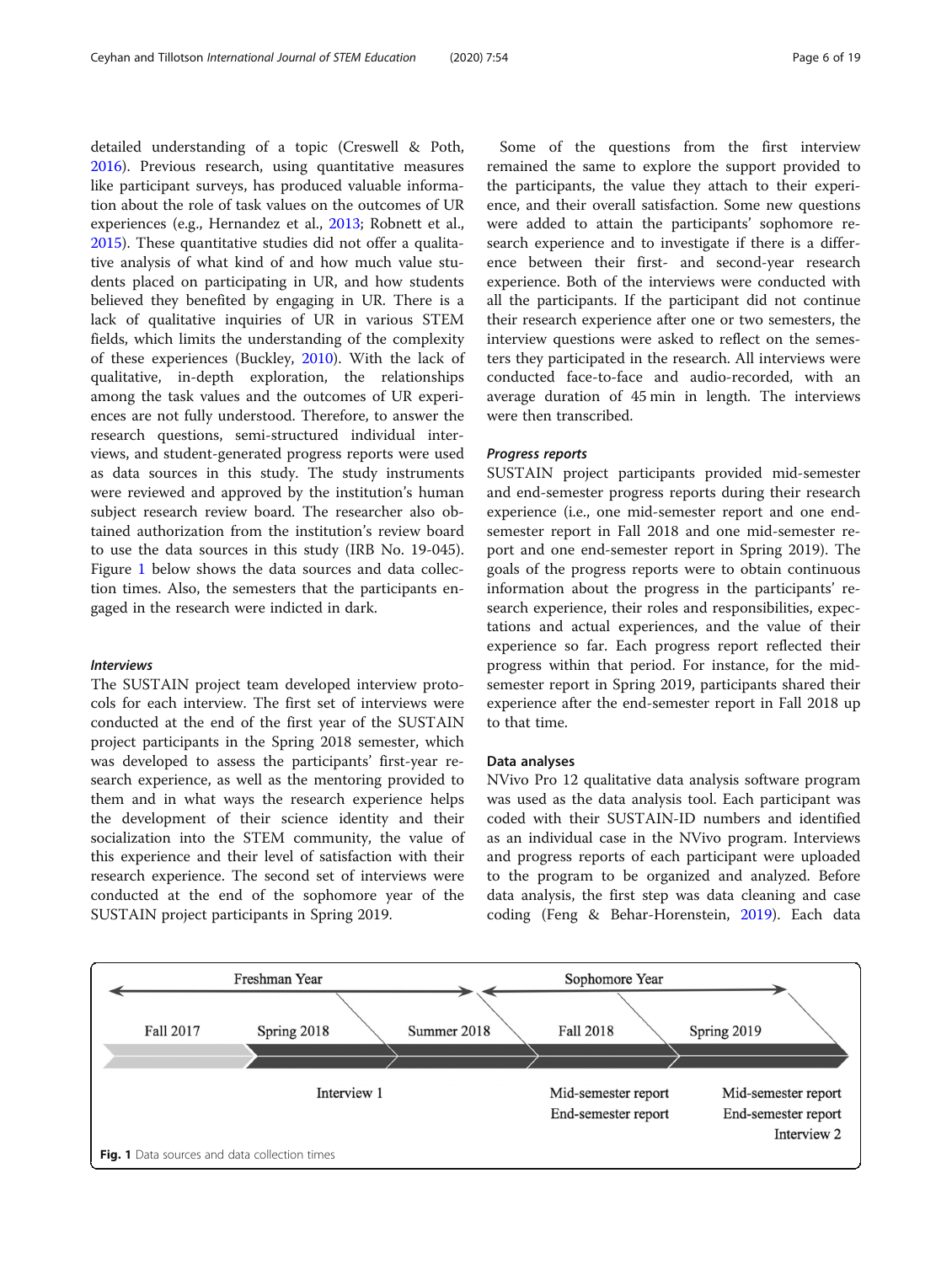detailed understanding of a topic (Creswell & Poth, 2016). Previous research, using quantitative measures like participant surveys, has produced valuable information about the role of task values on the outcomes of UR experiences (e.g., Hernandez et al., 2013; Robnett et al., 2015). These quantitative studies did not offer a qualitative analysis of what kind of and how much value students placed on participating in UR, and how students believed they benefited by engaging in UR. There is a lack of qualitative inquiries of UR in various STEM fields, which limits the understanding of the complexity of these experiences (Buckley, 2010). With the lack of qualitative, in-depth exploration, the relationships among the task values and the outcomes of UR experiences are not fully understood. Therefore, to answer the research questions, semi-structured individual interviews, and student-generated progress reports were used as data sources in this study. The study instruments were reviewed and approved by the institution's human subject research review board. The researcher also obtained authorization from the institution's review board to use the data sources in this study (IRB No. 19-045). Figure 1 below shows the data sources and data collection times. Also, the semesters that the participants engaged in the research were indicted in dark.

#### *Interviews*

The SUSTAIN project team developed interview protocols for each interview. The first set of interviews were conducted at the end of the first year of the SUSTAIN project participants in the Spring 2018 semester, which was developed to assess the participants' first-year research experience, as well as the mentoring provided to them and in what ways the research experience helps the development of their science identity and their socialization into the STEM community, the value of this experience and their level of satisfaction with their research experience. The second set of interviews were conducted at the end of the sophomore year of the SUSTAIN project participants in Spring 2019.

Some of the questions from the first interview remained the same to explore the support provided to the participants, the value they attach to their experience, and their overall satisfaction. Some new questions were added to attain the participants' sophomore research experience and to investigate if there is a difference between their first- and second-year research experience. Both of the interviews were conducted with all the participants. If the participant did not continue their research experience after one or two semesters, the interview questions were asked to reflect on the semesters they participated in the research. All interviews were conducted face-to-face and audio-recorded, with an average duration of 45 min in length. The interviews were then transcribed.

#### *Progress reports*

SUSTAIN project participants provided mid-semester and end-semester progress reports during their research experience (i.e., one mid-semester report and one end-semester report in Fall 2018 and one mid-semester report and one end-semester report in Spring 2019). The goals of the progress reports were to obtain continuous information about the progress in the participants' research experience, their roles and responsibilities, expectations and actual experiences, and the value of their experience so far. Each progress report reflected their progress within that period. For instance, for the mid-semester report in Spring 2019, participants shared their experience after the end-semester report in Fall 2018 up to that time.

### Data analyses

NVivo Pro 12 qualitative data analysis software program was used as the data analysis tool. Each participant was coded with their SUSTAIN-ID numbers and identified as an individual case in the NVivo program. Interviews and progress reports of each participant were uploaded to the program to be organized and analyzed. Before data analysis, the first step was data cleaning and case coding (Feng & Behar-Horenstein, 2019). Each data

**Fig. 1** Data sources and data collection times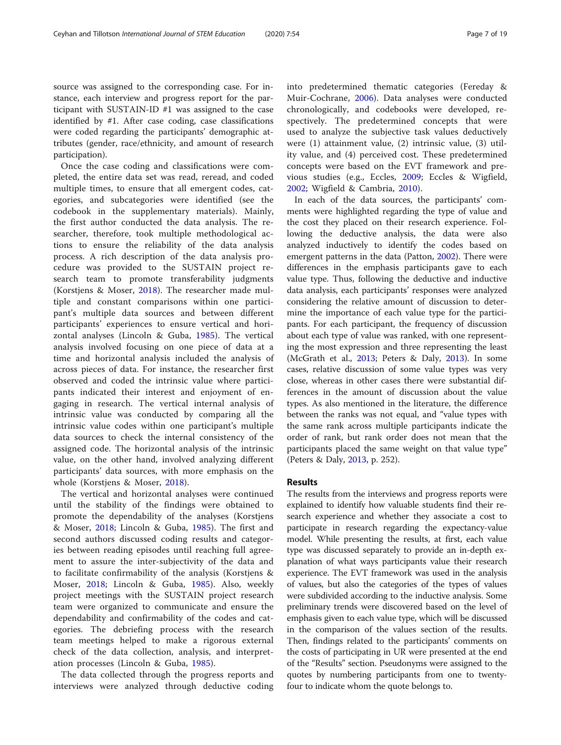source was assigned to the corresponding case. For instance, each interview and progress report for the participant with SUSTAIN-ID #1 was assigned to the case identified by #1. After case coding, case classifications were coded regarding the participants' demographic attributes (gender, race/ethnicity, and amount of research participation).

Once the case coding and classifications were completed, the entire data set was read, reread, and coded multiple times, to ensure that all emergent codes, categories, and subcategories were identified (see the codebook in the supplementary materials). Mainly, the first author conducted the data analysis. The researcher, therefore, took multiple methodological actions to ensure the reliability of the data analysis process. A rich description of the data analysis procedure was provided to the SUSTAIN project research team to promote transferability judgments (Korstjens & Moser, 2018). The researcher made multiple and constant comparisons within one participant's multiple data sources and between different participants' experiences to ensure vertical and horizontal analyses (Lincoln & Guba, 1985). The vertical analysis involved focusing on one piece of data at a time and horizontal analysis included the analysis of across pieces of data. For instance, the researcher first observed and coded the intrinsic value where participants indicated their interest and enjoyment of engaging in research. The vertical internal analysis of intrinsic value was conducted by comparing all the intrinsic value codes within one participant's multiple data sources to check the internal consistency of the assigned code. The horizontal analysis of the intrinsic value, on the other hand, involved analyzing different participants' data sources, with more emphasis on the whole (Korstjens & Moser, 2018).

The vertical and horizontal analyses were continued until the stability of the findings were obtained to promote the dependability of the analyses (Korstjens & Moser, 2018; Lincoln & Guba, 1985). The first and second authors discussed coding results and categories between reading episodes until reaching full agreement to assure the inter-subjectivity of the data and to facilitate confirmability of the analysis (Korstjens & Moser, 2018; Lincoln & Guba, 1985). Also, weekly project meetings with the SUSTAIN project research team were organized to communicate and ensure the dependability and confirmability of the codes and categories. The debriefing process with the research team meetings helped to make a rigorous external check of the data collection, analysis, and interpretation processes (Lincoln & Guba, 1985).

The data collected through the progress reports and interviews were analyzed through deductive coding into predetermined thematic categories (Fereday & Muir-Cochrane, 2006). Data analyses were conducted chronologically, and codebooks were developed, respectively. The predetermined concepts that were used to analyze the subjective task values deductively were (1) attainment value, (2) intrinsic value, (3) utility value, and (4) perceived cost. These predetermined concepts were based on the EVT framework and previous studies (e.g., Eccles, 2009; Eccles & Wigfield, 2002; Wigfield & Cambria, 2010).

In each of the data sources, the participants' comments were highlighted regarding the type of value and the cost they placed on their research experience. Following the deductive analysis, the data were also analyzed inductively to identify the codes based on emergent patterns in the data (Patton, 2002). There were differences in the emphasis participants gave to each value type. Thus, following the deductive and inductive data analysis, each participants' responses were analyzed considering the relative amount of discussion to determine the importance of each value type for the participants. For each participant, the frequency of discussion about each type of value was ranked, with one representing the most expression and three representing the least (McGrath et al., 2013; Peters & Daly, 2013). In some cases, relative discussion of some value types was very close, whereas in other cases there were substantial differences in the amount of discussion about the value types. As also mentioned in the literature, the difference between the ranks was not equal, and "value types with the same rank across multiple participants indicate the order of rank, but rank order does not mean that the participants placed the same weight on that value type" (Peters & Daly, 2013, p. 252).

## Results

The results from the interviews and progress reports were explained to identify how valuable students find their research experience and whether they associate a cost to participate in research regarding the expectancy-value model. While presenting the results, at first, each value type was discussed separately to provide an in-depth explanation of what ways participants value their research experience. The EVT framework was used in the analysis of values, but also the categories of the types of values were subdivided according to the inductive analysis. Some preliminary trends were discovered based on the level of emphasis given to each value type, which will be discussed in the comparison of the values section of the results. Then, findings related to the participants' comments on the costs of participating in UR were presented at the end of the "Results" section. Pseudonyms were assigned to the quotes by numbering participants from one to twenty-four to indicate whom the quote belongs to.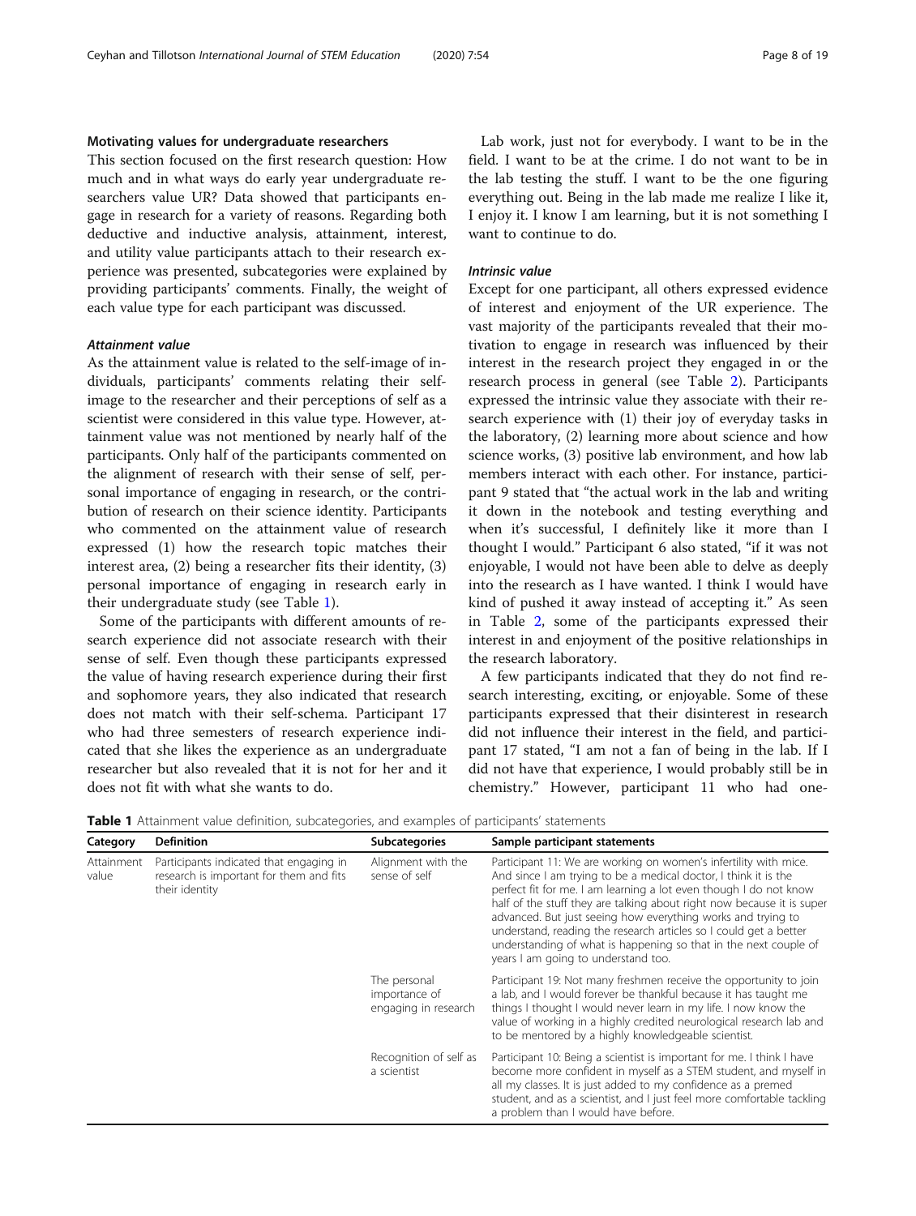### Motivating values for undergraduate researchers

This section focused on the first research question: How much and in what ways do early year undergraduate researchers value UR? Data showed that participants engage in research for a variety of reasons. Regarding both deductive and inductive analysis, attainment, interest, and utility value participants attach to their research experience was presented, subcategories were explained by providing participants' comments. Finally, the weight of each value type for each participant was discussed.

#### *Attainment value*

As the attainment value is related to the self-image of individuals, participants' comments relating their self-image to the researcher and their perceptions of self as a scientist were considered in this value type. However, attainment value was not mentioned by nearly half of the participants. Only half of the participants commented on the alignment of research with their sense of self, personal importance of engaging in research, or the contribution of research on their science identity. Participants who commented on the attainment value of research expressed (1) how the research topic matches their interest area, (2) being a researcher fits their identity, (3) personal importance of engaging in research early in their undergraduate study (see Table 1).

Some of the participants with different amounts of research experience did not associate research with their sense of self. Even though these participants expressed the value of having research experience during their first and sophomore years, they also indicated that research does not match with their self-schema. Participant 17 who had three semesters of research experience indicated that she likes the experience as an undergraduate researcher but also revealed that it is not for her and it does not fit with what she wants to do.

Lab work, just not for everybody. I want to be in the field. I want to be at the crime. I do not want to be in the lab testing the stuff. I want to be the one figuring everything out. Being in the lab made me realize I like it, I enjoy it. I know I am learning, but it is not something I want to continue to do.

#### *Intrinsic value*

Except for one participant, all others expressed evidence of interest and enjoyment of the UR experience. The vast majority of the participants revealed that their motivation to engage in research was influenced by their interest in the research project they engaged in or the research process in general (see Table 2). Participants expressed the intrinsic value they associate with their research experience with (1) their joy of everyday tasks in the laboratory, (2) learning more about science and how science works, (3) positive lab environment, and how lab members interact with each other. For instance, participant 9 stated that "the actual work in the lab and writing it down in the notebook and testing everything and when it's successful, I definitely like it more than I thought I would." Participant 6 also stated, "if it was not enjoyable, I would not have been able to delve as deeply into the research as I have wanted. I think I would have kind of pushed it away instead of accepting it." As seen in Table 2, some of the participants expressed their interest in and enjoyment of the positive relationships in the research laboratory.

A few participants indicated that they do not find research interesting, exciting, or enjoyable. Some of these participants expressed that their disinterest in research did not influence their interest in the field, and participant 17 stated, "I am not a fan of being in the lab. If I did not have that experience, I would probably still be in chemistry." However, participant 11 who had one-

**Table 1** Attainment value definition, subcategories, and examples of participants' statements

| Category | Definition | Subcategories | Sample participant statements |
|---|---|---|---|
| Attainment value | Participants indicated that engaging in research is important for them and fits their identity | Alignment with the sense of self | Participant 11: We are working on women's infertility with mice. And since I am trying to be a medical doctor, I think it is the perfect fit for me. I am learning a lot even though I do not know half of the stuff they are talking about right now because it is super advanced. But just seeing how everything works and trying to understand, reading the research articles so I could get a better understanding of what is happening so that in the next couple of years I am going to understand too. |
| | | The personal importance of engaging in research | Participant 19: Not many freshmen receive the opportunity to join a lab, and I would forever be thankful because it has taught me things I thought I would never learn in my life. I now know the value of working in a highly credited neurological research lab and to be mentored by a highly knowledgeable scientist. |
| | | Recognition of self as a scientist | Participant 10: Being a scientist is important for me. I think I have become more confident in myself as a STEM student, and myself in all my classes. It is just added to my confidence as a premed student, and as a scientist, and I just feel more comfortable tackling a problem than I would have before. |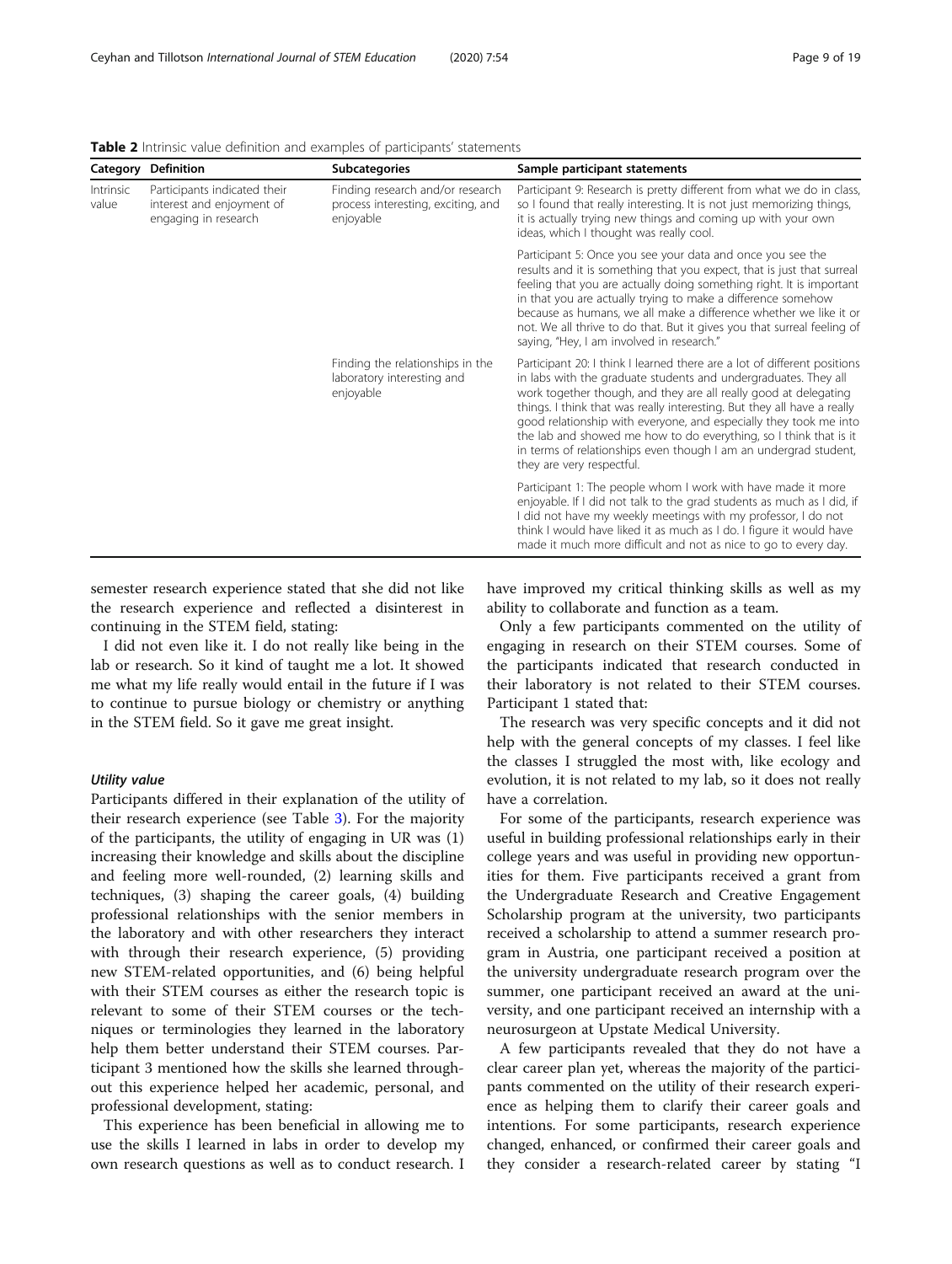**Table 2** Intrinsic value definition and examples of participants' statements

| Category | Definition | Subcategories | Sample participant statements |
| --- | --- | --- | --- |
| Intrinsic value | Participants indicated their interest and enjoyment of engaging in research | Finding research and/or research process interesting, exciting, and enjoyable | Participant 9: Research is pretty different from what we do in class, so I found that really interesting. It is not just memorizing things, it is actually trying new things and coming up with your own ideas, which I thought was really cool. |
| | | | Participant 5: Once you see your data and once you see the results and it is something that you expect, that is just that surreal feeling that you are actually doing something right. It is important in that you are actually trying to make a difference somehow because as humans, we all make a difference whether we like it or not. We all thrive to do that. But it gives you that surreal feeling of saying, "Hey, I am involved in research." |
| | | Finding the relationships in the laboratory interesting and enjoyable | Participant 20: I think I learned there are a lot of different positions in labs with the graduate students and undergraduates. They all work together though, and they are all really good at delegating things. I think that was really interesting. But they all have a really good relationship with everyone, and especially they took me into the lab and showed me how to do everything, so I think that is it in terms of relationships even though I am an undergrad student, they are very respectful. |
| | | | Participant 1: The people whom I work with have made it more enjoyable. If I did not talk to the grad students as much as I did, if I did not have my weekly meetings with my professor, I do not think I would have liked it as much as I do. I figure it would have made it much more difficult and not as nice to go to every day. |

semester research experience stated that she did not like the research experience and reflected a disinterest in continuing in the STEM field, stating:

I did not even like it. I do not really like being in the lab or research. So it kind of taught me a lot. It showed me what my life really would entail in the future if I was to continue to pursue biology or chemistry or anything in the STEM field. So it gave me great insight.

#### *Utility value*

Participants differed in their explanation of the utility of their research experience (see Table 3). For the majority of the participants, the utility of engaging in UR was (1) increasing their knowledge and skills about the discipline and feeling more well-rounded, (2) learning skills and techniques, (3) shaping the career goals, (4) building professional relationships with the senior members in the laboratory and with other researchers they interact with through their research experience, (5) providing new STEM-related opportunities, and (6) being helpful with their STEM courses as either the research topic is relevant to some of their STEM courses or the techniques or terminologies they learned in the laboratory help them better understand their STEM courses. Participant 3 mentioned how the skills she learned throughout this experience helped her academic, personal, and professional development, stating:

This experience has been beneficial in allowing me to use the skills I learned in labs in order to develop my own research questions as well as to conduct research. I have improved my critical thinking skills as well as my ability to collaborate and function as a team.

Only a few participants commented on the utility of engaging in research on their STEM courses. Some of the participants indicated that research conducted in their laboratory is not related to their STEM courses. Participant 1 stated that:

The research was very specific concepts and it did not help with the general concepts of my classes. I feel like the classes I struggled the most with, like ecology and evolution, it is not related to my lab, so it does not really have a correlation.

For some of the participants, research experience was useful in building professional relationships early in their college years and was useful in providing new opportunities for them. Five participants received a grant from the Undergraduate Research and Creative Engagement Scholarship program at the university, two participants received a scholarship to attend a summer research program in Austria, one participant received a position at the university undergraduate research program over the summer, one participant received an award at the university, and one participant received an internship with a neurosurgeon at Upstate Medical University.

A few participants revealed that they do not have a clear career plan yet, whereas the majority of the participants commented on the utility of their research experience as helping them to clarify their career goals and intentions. For some participants, research experience changed, enhanced, or confirmed their career goals and they consider a research-related career by stating "I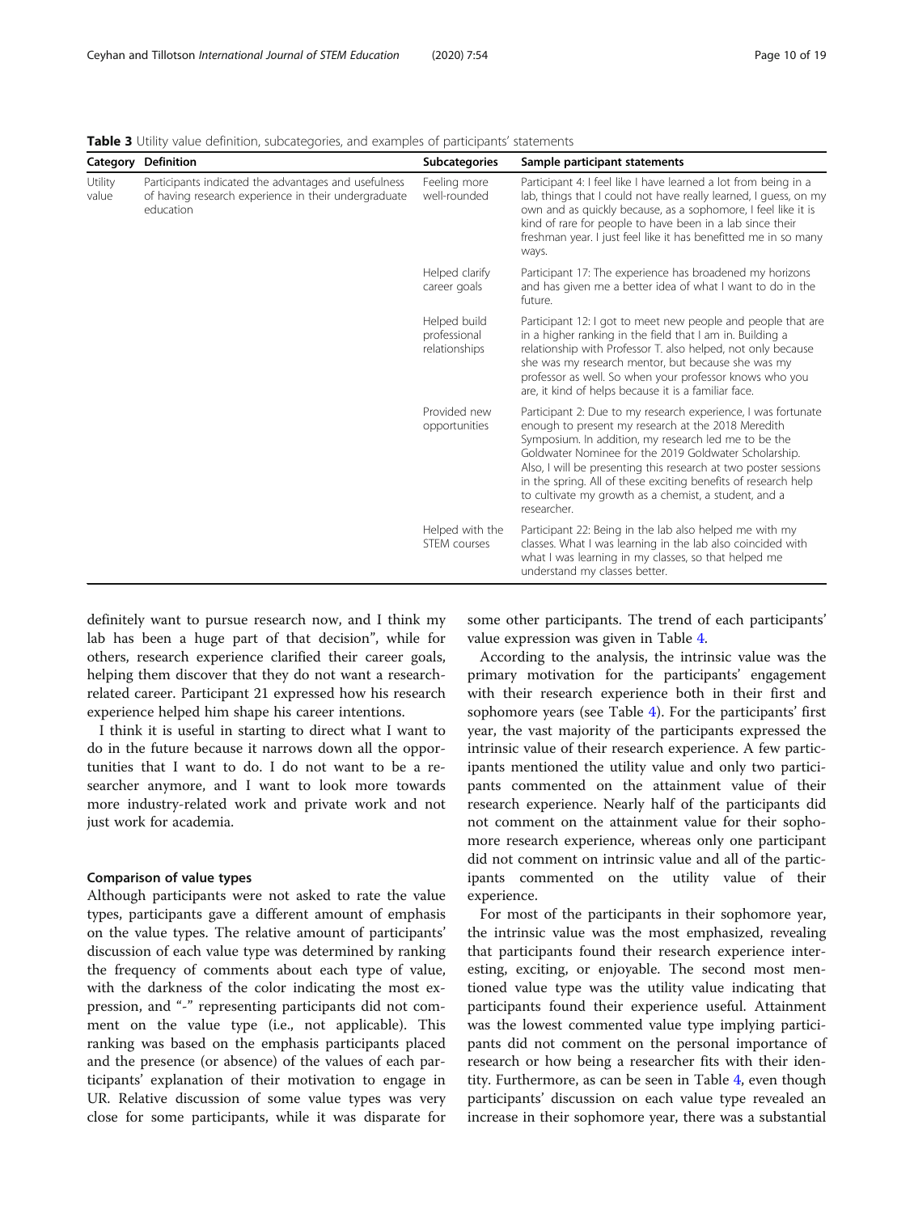**Table 3** Utility value definition, subcategories, and examples of participants' statements

| Category | Definition | Subcategories | Sample participant statements |
|---|---|---|---|
| Utility value | Participants indicated the advantages and usefulness of having research experience in their undergraduate education | Feeling more well-rounded | Participant 4: I feel like I have learned a lot from being in a lab, things that I could not have really learned, I guess, on my own and as quickly because, as a sophomore, I feel like it is kind of rare for people to have been in a lab since their freshman year. I just feel like it has benefitted me in so many ways. |
| | | Helped clarify career goals | Participant 17: The experience has broadened my horizons and has given me a better idea of what I want to do in the future. |
| | | Helped build professional relationships | Participant 12: I got to meet new people and people that are in a higher ranking in the field that I am in. Building a relationship with Professor T. also helped, not only because she was my research mentor, but because she was my professor as well. So when your professor knows who you are, it kind of helps because it is a familiar face. |
| | | Provided new opportunities | Participant 2: Due to my research experience, I was fortunate enough to present my research at the 2018 Meredith Symposium. In addition, my research led me to be the Goldwater Nominee for the 2019 Goldwater Scholarship. Also, I will be presenting this research at two poster sessions in the spring. All of these exciting benefits of research help to cultivate my growth as a chemist, a student, and a researcher. |
| | | Helped with the STEM courses | Participant 22: Being in the lab also helped me with my classes. What I was learning in the lab also coincided with what I was learning in my classes, so that helped me understand my classes better. |

definitely want to pursue research now, and I think my lab has been a huge part of that decision", while for others, research experience clarified their career goals, helping them discover that they do not want a research-related career. Participant 21 expressed how his research experience helped him shape his career intentions.

> I think it is useful in starting to direct what I want to do in the future because it narrows down all the opportunities that I want to do. I do not want to be a researcher anymore, and I want to look more towards more industry-related work and private work and not just work for academia.

### Comparison of value types

Although participants were not asked to rate the value types, participants gave a different amount of emphasis on the value types. The relative amount of participants' discussion of each value type was determined by ranking the frequency of comments about each type of value, with the darkness of the color indicating the most expression, and "-" representing participants did not comment on the value type (i.e., not applicable). This ranking was based on the emphasis participants placed and the presence (or absence) of the values of each participants' explanation of their motivation to engage in UR. Relative discussion of some value types was very close for some participants, while it was disparate for some other participants. The trend of each participants' value expression was given in Table 4.

According to the analysis, the intrinsic value was the primary motivation for the participants' engagement with their research experience both in their first and sophomore years (see Table 4). For the participants' first year, the vast majority of the participants expressed the intrinsic value of their research experience. A few participants mentioned the utility value and only two participants commented on the attainment value of their research experience. Nearly half of the participants did not comment on the attainment value for their sophomore research experience, whereas only one participant did not comment on intrinsic value and all of the participants commented on the utility value of their experience.

For most of the participants in their sophomore year, the intrinsic value was the most emphasized, revealing that participants found their research experience interesting, exciting, or enjoyable. The second most mentioned value type was the utility value indicating that participants found their experience useful. Attainment was the lowest commented value type implying participants did not comment on the personal importance of research or how being a researcher fits with their identity. Furthermore, as can be seen in Table 4, even though participants' discussion on each value type revealed an increase in their sophomore year, there was a substantial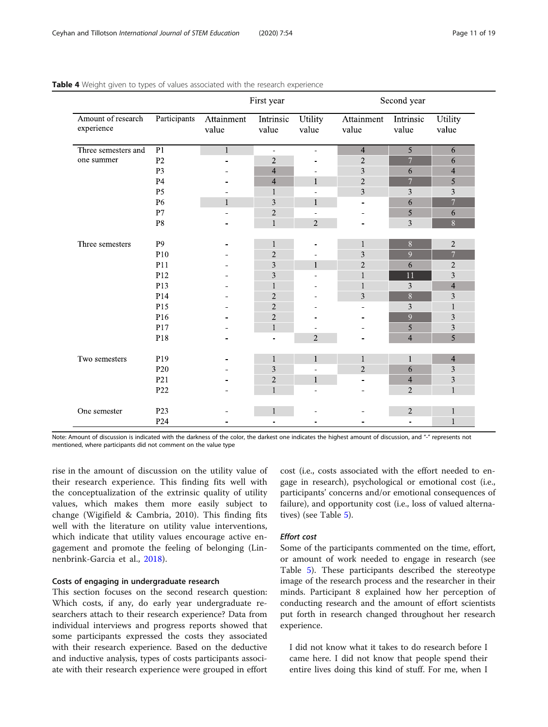**Table 4** Weight given to types of values associated with the research experience

| Amount of research experience | Participants | First year | | | Second year | | |
|---|---|---|---|---|---|---|---|
| | | Attainment value | Intrinsic value | Utility value | Attainment value | Intrinsic value | Utility value |
| Three semesters and one summer | P1 | 1 | - | - | 4 | 5 | 6 |
| | P2 | - | 2 | - | 2 | 7 | 6 |
| | P3 | - | 4 | - | 3 | 6 | 4 |
| | P4 | - | 4 | 1 | 2 | 7 | 5 |
| | P5 | - | 1 | - | 3 | 3 | 3 |
| | P6 | 1 | 3 | 1 | - | 6 | 7 |
| | P7 | - | 2 | - | - | 5 | 6 |
| | P8 | - | 1 | 2 | - | 3 | 8 |
| Three semesters | P9 | - | 1 | - | 1 | 8 | 2 |
| | P10 | - | 2 | - | 3 | 9 | 7 |
| | P11 | - | 3 | 1 | 2 | 6 | 2 |
| | P12 | - | 3 | - | 1 | 11 | 3 |
| | P13 | - | 1 | - | 1 | 3 | 4 |
| | P14 | - | 2 | - | 3 | 8 | 3 |
| | P15 | - | 2 | - | - | 3 | 1 |
| | P16 | - | 2 | - | - | 9 | 3 |
| | P17 | - | 1 | - | - | 5 | 3 |
| | P18 | - | - | 2 | - | 4 | 5 |
| Two semesters | P19 | - | 1 | 1 | 1 | 1 | 4 |
| | P20 | - | 3 | - | 2 | 6 | 3 |
| | P21 | - | 2 | 1 | - | 4 | 3 |
| | P22 | - | 1 | - | - | 2 | 1 |
| One semester | P23 | - | 1 | - | - | 2 | 1 |
| | P24 | - | - | - | - | - | 1 |

Note: Amount of discussion is indicated with the darkness of the color, the darkest one indicates the highest amount of discussion, and "-" represents not mentioned, where participants did not comment on the value type

rise in the amount of discussion on the utility value of their research experience. This finding fits well with the conceptualization of the extrinsic quality of utility values, which makes them more easily subject to change (Wigifield & Cambria, 2010). This finding fits well with the literature on utility value interventions, which indicate that utility values encourage active engagement and promote the feeling of belonging (Linnenbrink-Garcia et al., 2018).

### Costs of engaging in undergraduate research

This section focuses on the second research question: Which costs, if any, do early year undergraduate researchers attach to their research experience? Data from individual interviews and progress reports showed that some participants expressed the costs they associated with their research experience. Based on the deductive and inductive analysis, types of costs participants associate with their research experience were grouped in effort cost (i.e., costs associated with the effort needed to engage in research), psychological or emotional cost (i.e., participants' concerns and/or emotional consequences of failure), and opportunity cost (i.e., loss of valued alternatives) (see Table 5).

#### *Effort cost*

Some of the participants commented on the time, effort, or amount of work needed to engage in research (see Table 5). These participants described the stereotype image of the research process and the researcher in their minds. Participant 8 explained how her perception of conducting research and the amount of effort scientists put forth in research changed throughout her research experience.

> I did not know what it takes to do research before I came here. I did not know that people spend their entire lives doing this kind of stuff. For me, when I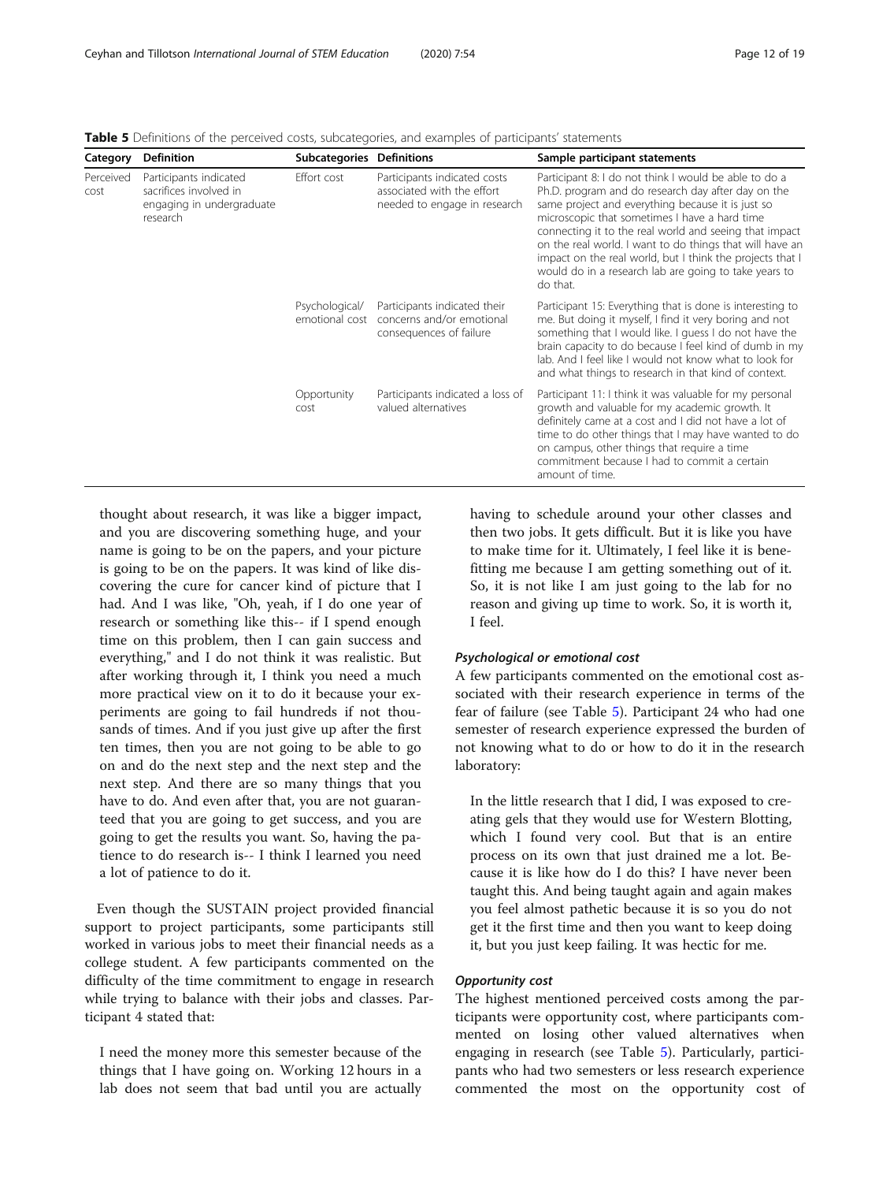**Table 5** Definitions of the perceived costs, subcategories, and examples of participants' statements

| Category | Definition | Subcategories | Definitions | Sample participant statements |
| --- | --- | --- | --- | --- |
| Perceived cost | Participants indicated sacrifices involved in engaging in undergraduate research | Effort cost | Participants indicated costs associated with the effort needed to engage in research | Participant 8: I do not think I would be able to do a Ph.D. program and do research day after day on the same project and everything because it is just so microscopic that sometimes I have a hard time connecting it to the real world and seeing that impact on the real world. I want to do things that will have an impact on the real world, but I think the projects that I would do in a research lab are going to take years to do that. |
| | | Psychological/ emotional cost | Participants indicated their concerns and/or emotional consequences of failure | Participant 15: Everything that is done is interesting to me. But doing it myself, I find it very boring and not something that I would like. I guess I do not have the brain capacity to do because I feel kind of dumb in my lab. And I feel like I would not know what to look for and what things to research in that kind of context. |
| | | Opportunity cost | Participants indicated a loss of valued alternatives | Participant 11: I think it was valuable for my personal growth and valuable for my academic growth. It definitely came at a cost and I did not have a lot of time to do other things that I may have wanted to do on campus, other things that require a time commitment because I had to commit a certain amount of time. |

> thought about research, it was like a bigger impact, and you are discovering something huge, and your name is going to be on the papers, and your picture is going to be on the papers. It was kind of like discovering the cure for cancer kind of picture that I had. And I was like, "Oh, yeah, if I do one year of research or something like this-- if I spend enough time on this problem, then I can gain success and everything," and I do not think it was realistic. But after working through it, I think you need a much more practical view on it to do it because your experiments are going to fail hundreds if not thousands of times. And if you just give up after the first ten times, then you are not going to be able to go on and do the next step and the next step and the next step. And there are so many things that you have to do. And even after that, you are not guaranteed that you are going to get success, and you are going to get the results you want. So, having the patience to do research is-- I think I learned you need a lot of patience to do it.

Even though the SUSTAIN project provided financial support to project participants, some participants still worked in various jobs to meet their financial needs as a college student. A few participants commented on the difficulty of the time commitment to engage in research while trying to balance with their jobs and classes. Participant 4 stated that:

> I need the money more this semester because of the things that I have going on. Working 12 hours in a lab does not seem that bad until you are actually having to schedule around your other classes and then two jobs. It gets difficult. But it is like you have to make time for it. Ultimately, I feel like it is benefitting me because I am getting something out of it. So, it is not like I am just going to the lab for no reason and giving up time to work. So, it is worth it, I feel.

#### *Psychological or emotional cost*

A few participants commented on the emotional cost associated with their research experience in terms of the fear of failure (see Table 5). Participant 24 who had one semester of research experience expressed the burden of not knowing what to do or how to do it in the research laboratory:

> In the little research that I did, I was exposed to creating gels that they would use for Western Blotting, which I found very cool. But that is an entire process on its own that just drained me a lot. Because it is like how do I do this? I have never been taught this. And being taught again and again makes you feel almost pathetic because it is so you do not get it the first time and then you want to keep doing it, but you just keep failing. It was hectic for me.

#### *Opportunity cost*

The highest mentioned perceived costs among the participants were opportunity cost, where participants commented on losing other valued alternatives when engaging in research (see Table 5). Particularly, participants who had two semesters or less research experience commented the most on the opportunity cost of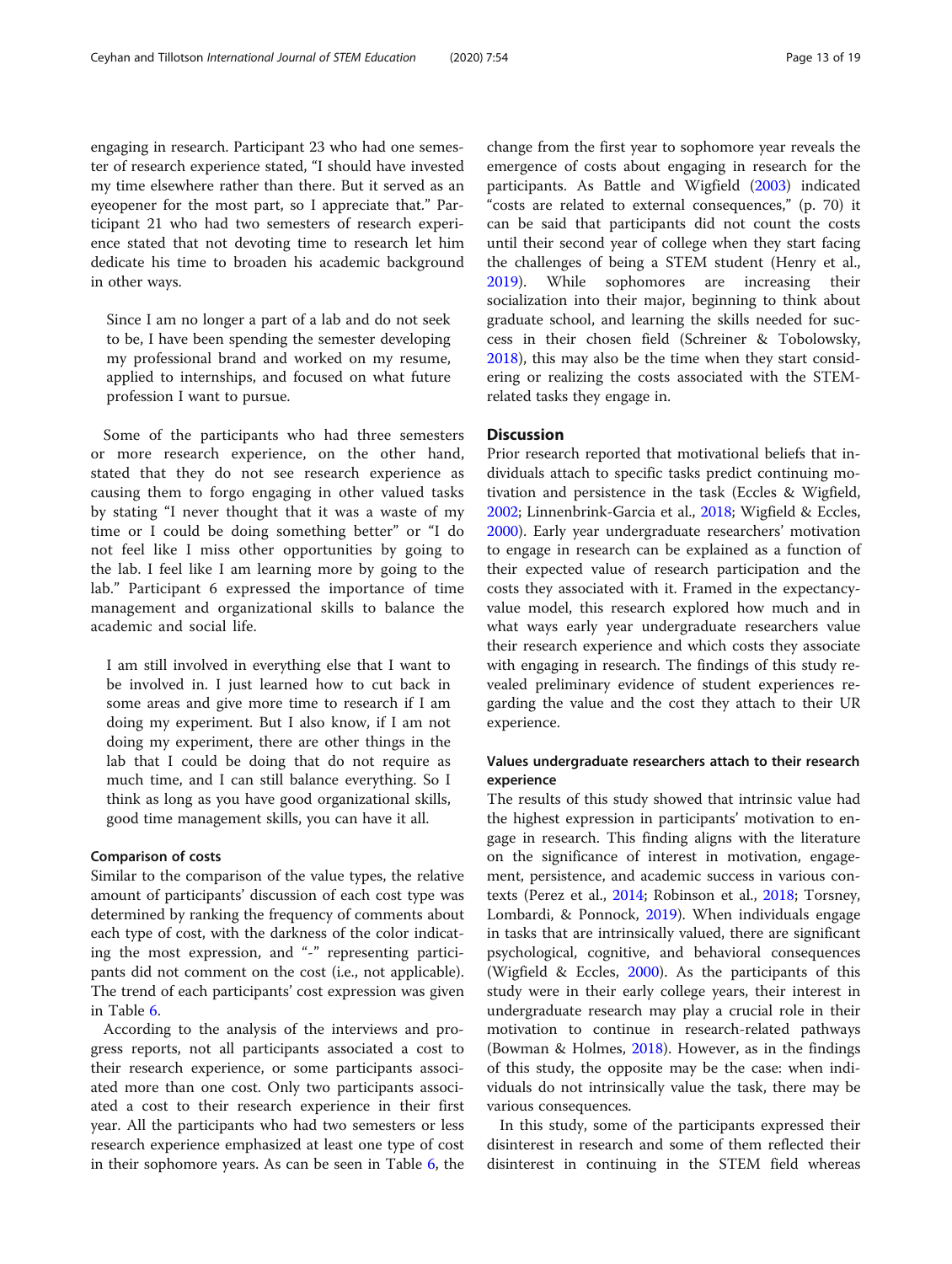engaging in research. Participant 23 who had one semester of research experience stated, "I should have invested my time elsewhere rather than there. But it served as an eyeopener for the most part, so I appreciate that." Participant 21 who had two semesters of research experience stated that not devoting time to research let him dedicate his time to broaden his academic background in other ways.

> Since I am no longer a part of a lab and do not seek to be, I have been spending the semester developing my professional brand and worked on my resume, applied to internships, and focused on what future profession I want to pursue.

Some of the participants who had three semesters or more research experience, on the other hand, stated that they do not see research experience as causing them to forgo engaging in other valued tasks by stating "I never thought that it was a waste of my time or I could be doing something better" or "I do not feel like I miss other opportunities by going to the lab. I feel like I am learning more by going to the lab." Participant 6 expressed the importance of time management and organizational skills to balance the academic and social life.

> I am still involved in everything else that I want to be involved in. I just learned how to cut back in some areas and give more time to research if I am doing my experiment. But I also know, if I am not doing my experiment, there are other things in the lab that I could be doing that do not require as much time, and I can still balance everything. So I think as long as you have good organizational skills, good time management skills, you can have it all.

### Comparison of costs

Similar to the comparison of the value types, the relative amount of participants' discussion of each cost type was determined by ranking the frequency of comments about each type of cost, with the darkness of the color indicating the most expression, and "-" representing participants did not comment on the cost (i.e., not applicable). The trend of each participants' cost expression was given in Table 6.

According to the analysis of the interviews and progress reports, not all participants associated a cost to their research experience, or some participants associated more than one cost. Only two participants associated a cost to their research experience in their first year. All the participants who had two semesters or less research experience emphasized at least one type of cost in their sophomore years. As can be seen in Table 6, the change from the first year to sophomore year reveals the emergence of costs about engaging in research for the participants. As Battle and Wigfield (2003) indicated "costs are related to external consequences," (p. 70) it can be said that participants did not count the costs until their second year of college when they start facing the challenges of being a STEM student (Henry et al., 2019). While sophomores are increasing their socialization into their major, beginning to think about graduate school, and learning the skills needed for success in their chosen field (Schreiner & Tobolowsky, 2018), this may also be the time when they start considering or realizing the costs associated with the STEM-related tasks they engage in.

## Discussion

Prior research reported that motivational beliefs that individuals attach to specific tasks predict continuing motivation and persistence in the task (Eccles & Wigfield, 2002; Linnenbrink-Garcia et al., 2018; Wigfield & Eccles, 2000). Early year undergraduate researchers' motivation to engage in research can be explained as a function of their expected value of research participation and the costs they associated with it. Framed in the expectancy-value model, this research explored how much and in what ways early year undergraduate researchers value their research experience and which costs they associate with engaging in research. The findings of this study revealed preliminary evidence of student experiences regarding the value and the cost they attach to their UR experience.

### Values undergraduate researchers attach to their research experience

The results of this study showed that intrinsic value had the highest expression in participants' motivation to engage in research. This finding aligns with the literature on the significance of interest in motivation, engagement, persistence, and academic success in various contexts (Perez et al., 2014; Robinson et al., 2018; Torsney, Lombardi, & Ponnock, 2019). When individuals engage in tasks that are intrinsically valued, there are significant psychological, cognitive, and behavioral consequences (Wigfield & Eccles, 2000). As the participants of this study were in their early college years, their interest in undergraduate research may play a crucial role in their motivation to continue in research-related pathways (Bowman & Holmes, 2018). However, as in the findings of this study, the opposite may be the case: when individuals do not intrinsically value the task, there may be various consequences.

In this study, some of the participants expressed their disinterest in research and some of them reflected their disinterest in continuing in the STEM field whereas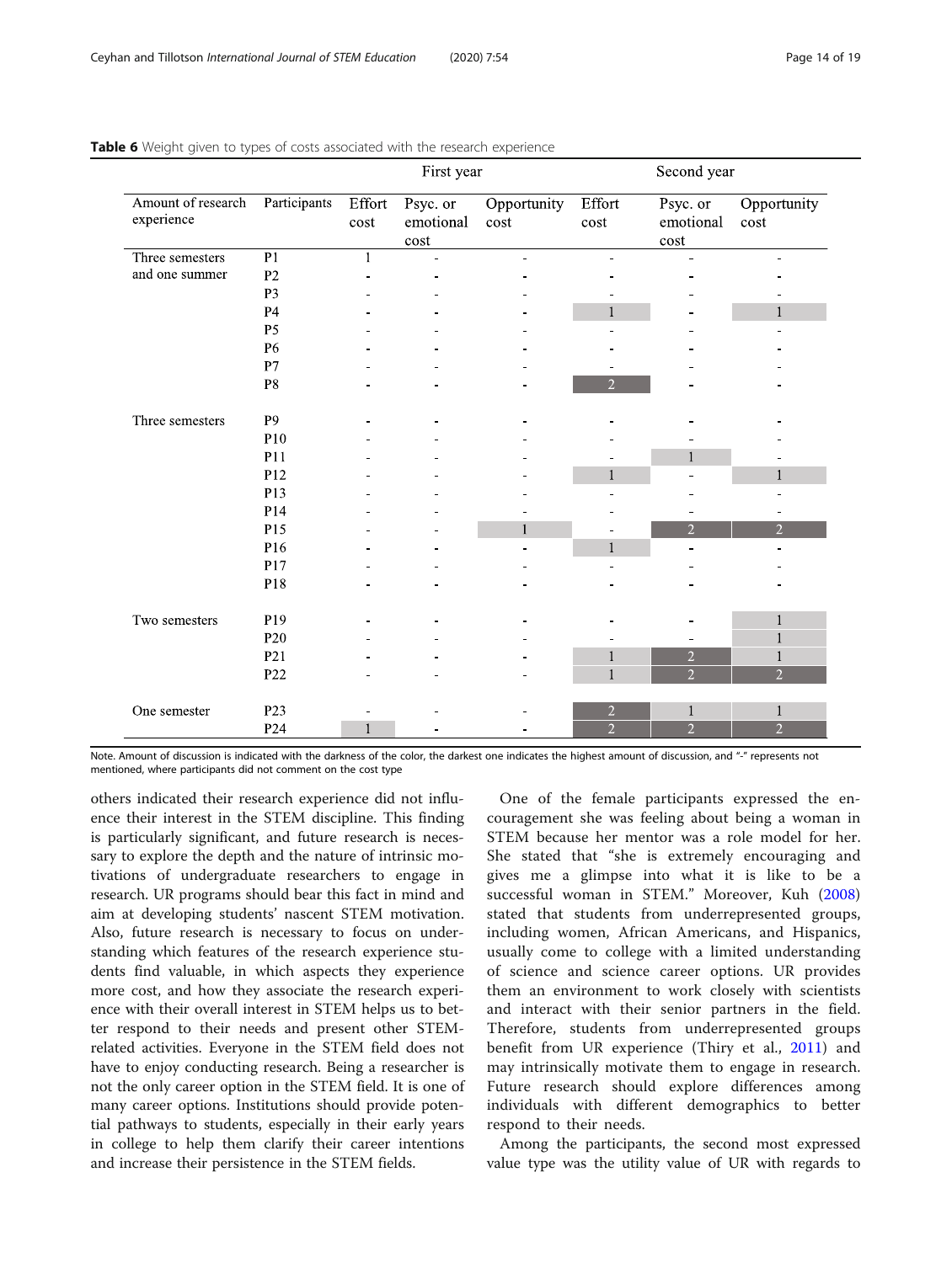**Table 6** Weight given to types of costs associated with the research experience

| | | First year | | | Second year | | |
|---|---|---|---|---|---|---|---|
| Amount of research experience | Participants | Effort cost | Psyc. or emotional cost | Opportunity cost | Effort cost | Psyc. or emotional cost | Opportunity cost |
| Three semesters and one summer | P1 | 1 | - | - | - | - | - |
| | P2 | - | - | - | - | - | - |
| | P3 | - | - | - | - | - | - |
| | P4 | - | - | - | 1 | - | 1 |
| | P5 | - | - | - | - | - | - |
| | P6 | - | - | - | - | - | - |
| | P7 | - | - | - | - | - | - |
| | P8 | - | - | - | 2 | - | - |
| Three semesters | P9 | - | - | - | - | - | - |
| | P10 | - | - | - | - | - | - |
| | P11 | - | - | - | - | 1 | - |
| | P12 | - | - | - | 1 | - | 1 |
| | P13 | - | - | - | - | - | - |
| | P14 | - | - | - | - | - | - |
| | P15 | - | - | 1 | - | 2 | 2 |
| | P16 | - | - | - | 1 | - | - |
| | P17 | - | - | - | - | - | - |
| | P18 | - | - | - | - | - | - |
| Two semesters | P19 | - | - | - | - | - | 1 |
| | P20 | - | - | - | - | - | 1 |
| | P21 | - | - | - | 1 | 2 | 1 |
| | P22 | - | - | - | 1 | 2 | 2 |
| One semester | P23 | - | - | - | 2 | 1 | 1 |
| | P24 | 1 | - | - | 2 | 2 | 2 |

Note. Amount of discussion is indicated with the darkness of the color, the darkest one indicates the highest amount of discussion, and "-" represents not mentioned, where participants did not comment on the cost type

others indicated their research experience did not influence their interest in the STEM discipline. This finding is particularly significant, and future research is necessary to explore the depth and the nature of intrinsic motivations of undergraduate researchers to engage in research. UR programs should bear this fact in mind and aim at developing students' nascent STEM motivation. Also, future research is necessary to focus on understanding which features of the research experience students find valuable, in which aspects they experience more cost, and how they associate the research experience with their overall interest in STEM helps us to better respond to their needs and present other STEM-related activities. Everyone in the STEM field does not have to enjoy conducting research. Being a researcher is not the only career option in the STEM field. It is one of many career options. Institutions should provide potential pathways to students, especially in their early years in college to help them clarify their career intentions and increase their persistence in the STEM fields.

One of the female participants expressed the encouragement she was feeling about being a woman in STEM because her mentor was a role model for her. She stated that "she is extremely encouraging and gives me a glimpse into what it is like to be a successful woman in STEM." Moreover, Kuh (2008) stated that students from underrepresented groups, including women, African Americans, and Hispanics, usually come to college with a limited understanding of science and science career options. UR provides them an environment to work closely with scientists and interact with their senior partners in the field. Therefore, students from underrepresented groups benefit from UR experience (Thiry et al., 2011) and may intrinsically motivate them to engage in research. Future research should explore differences among individuals with different demographics to better respond to their needs.

Among the participants, the second most expressed value type was the utility value of UR with regards to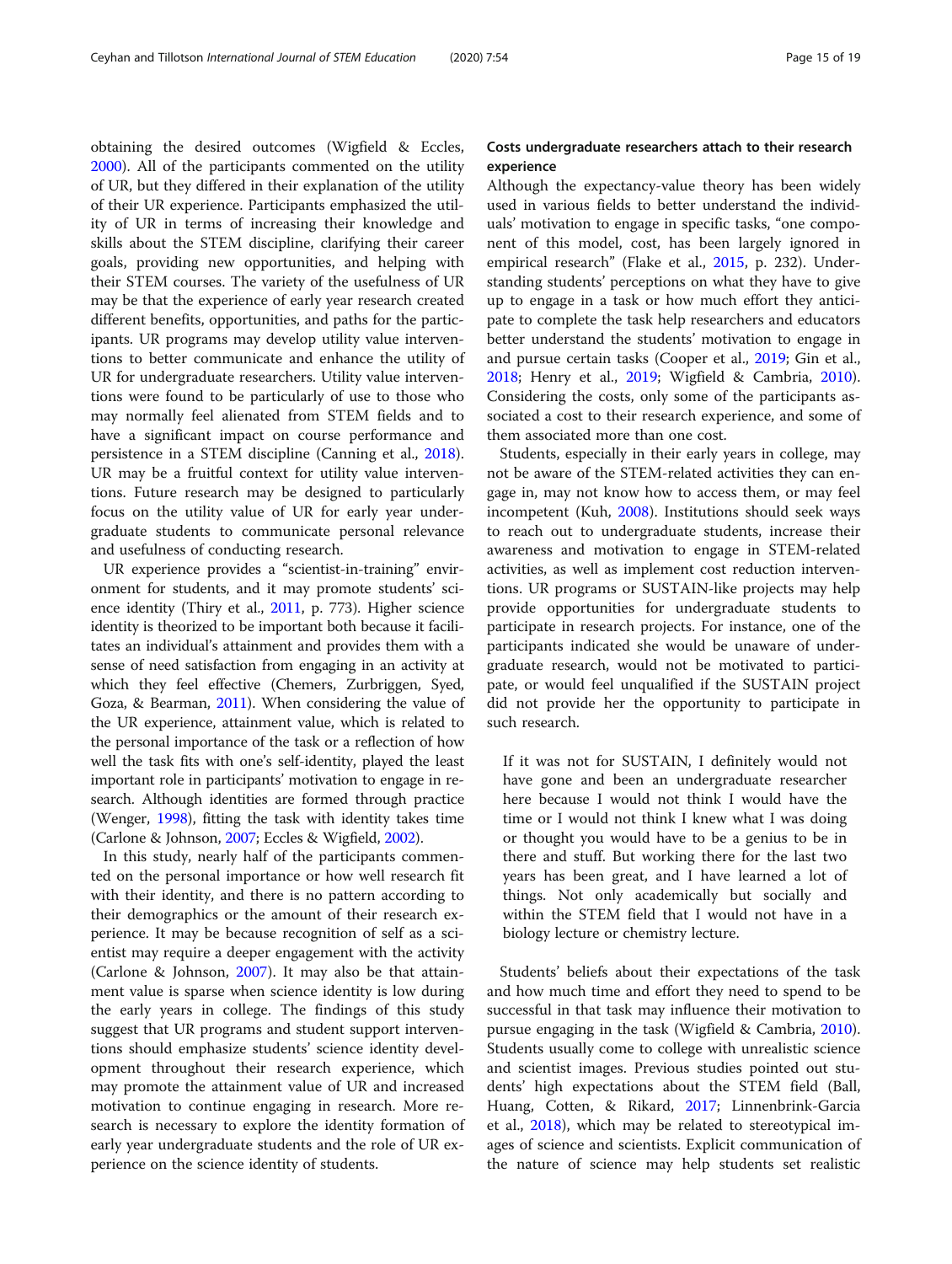obtaining the desired outcomes (Wigfield & Eccles, 2000). All of the participants commented on the utility of UR, but they differed in their explanation of the utility of their UR experience. Participants emphasized the utility of UR in terms of increasing their knowledge and skills about the STEM discipline, clarifying their career goals, providing new opportunities, and helping with their STEM courses. The variety of the usefulness of UR may be that the experience of early year research created different benefits, opportunities, and paths for the participants. UR programs may develop utility value interventions to better communicate and enhance the utility of UR for undergraduate researchers. Utility value interventions were found to be particularly of use to those who may normally feel alienated from STEM fields and to have a significant impact on course performance and persistence in a STEM discipline (Canning et al., 2018). UR may be a fruitful context for utility value interventions. Future research may be designed to particularly focus on the utility value of UR for early year undergraduate students to communicate personal relevance and usefulness of conducting research.

UR experience provides a "scientist-in-training" environment for students, and it may promote students' science identity (Thiry et al., 2011, p. 773). Higher science identity is theorized to be important both because it facilitates an individual's attainment and provides them with a sense of need satisfaction from engaging in an activity at which they feel effective (Chemers, Zurbriggen, Syed, Goza, & Bearman, 2011). When considering the value of the UR experience, attainment value, which is related to the personal importance of the task or a reflection of how well the task fits with one's self-identity, played the least important role in participants' motivation to engage in research. Although identities are formed through practice (Wenger, 1998), fitting the task with identity takes time (Carlone & Johnson, 2007; Eccles & Wigfield, 2002).

In this study, nearly half of the participants commented on the personal importance or how well research fit with their identity, and there is no pattern according to their demographics or the amount of their research experience. It may be because recognition of self as a scientist may require a deeper engagement with the activity (Carlone & Johnson, 2007). It may also be that attainment value is sparse when science identity is low during the early years in college. The findings of this study suggest that UR programs and student support interventions should emphasize students' science identity development throughout their research experience, which may promote the attainment value of UR and increased motivation to continue engaging in research. More research is necessary to explore the identity formation of early year undergraduate students and the role of UR experience on the science identity of students.

### Costs undergraduate researchers attach to their research experience

Although the expectancy-value theory has been widely used in various fields to better understand the individuals' motivation to engage in specific tasks, "one component of this model, cost, has been largely ignored in empirical research" (Flake et al., 2015, p. 232). Understanding students' perceptions on what they have to give up to engage in a task or how much effort they anticipate to complete the task help researchers and educators better understand the students' motivation to engage in and pursue certain tasks (Cooper et al., 2019; Gin et al., 2018; Henry et al., 2019; Wigfield & Cambria, 2010). Considering the costs, only some of the participants associated a cost to their research experience, and some of them associated more than one cost.

Students, especially in their early years in college, may not be aware of the STEM-related activities they can engage in, may not know how to access them, or may feel incompetent (Kuh, 2008). Institutions should seek ways to reach out to undergraduate students, increase their awareness and motivation to engage in STEM-related activities, as well as implement cost reduction interventions. UR programs or SUSTAIN-like projects may help provide opportunities for undergraduate students to participate in research projects. For instance, one of the participants indicated she would be unaware of undergraduate research, would not be motivated to participate, or would feel unqualified if the SUSTAIN project did not provide her the opportunity to participate in such research.

> If it was not for SUSTAIN, I definitely would not have gone and been an undergraduate researcher here because I would not think I would have the time or I would not think I knew what I was doing or thought you would have to be a genius to be in there and stuff. But working there for the last two years has been great, and I have learned a lot of things. Not only academically but socially and within the STEM field that I would not have in a biology lecture or chemistry lecture.

Students' beliefs about their expectations of the task and how much time and effort they need to spend to be successful in that task may influence their motivation to pursue engaging in the task (Wigfield & Cambria, 2010). Students usually come to college with unrealistic science and scientist images. Previous studies pointed out students' high expectations about the STEM field (Ball, Huang, Cotten, & Rikard, 2017; Linnenbrink-Garcia et al., 2018), which may be related to stereotypical images of science and scientists. Explicit communication of the nature of science may help students set realistic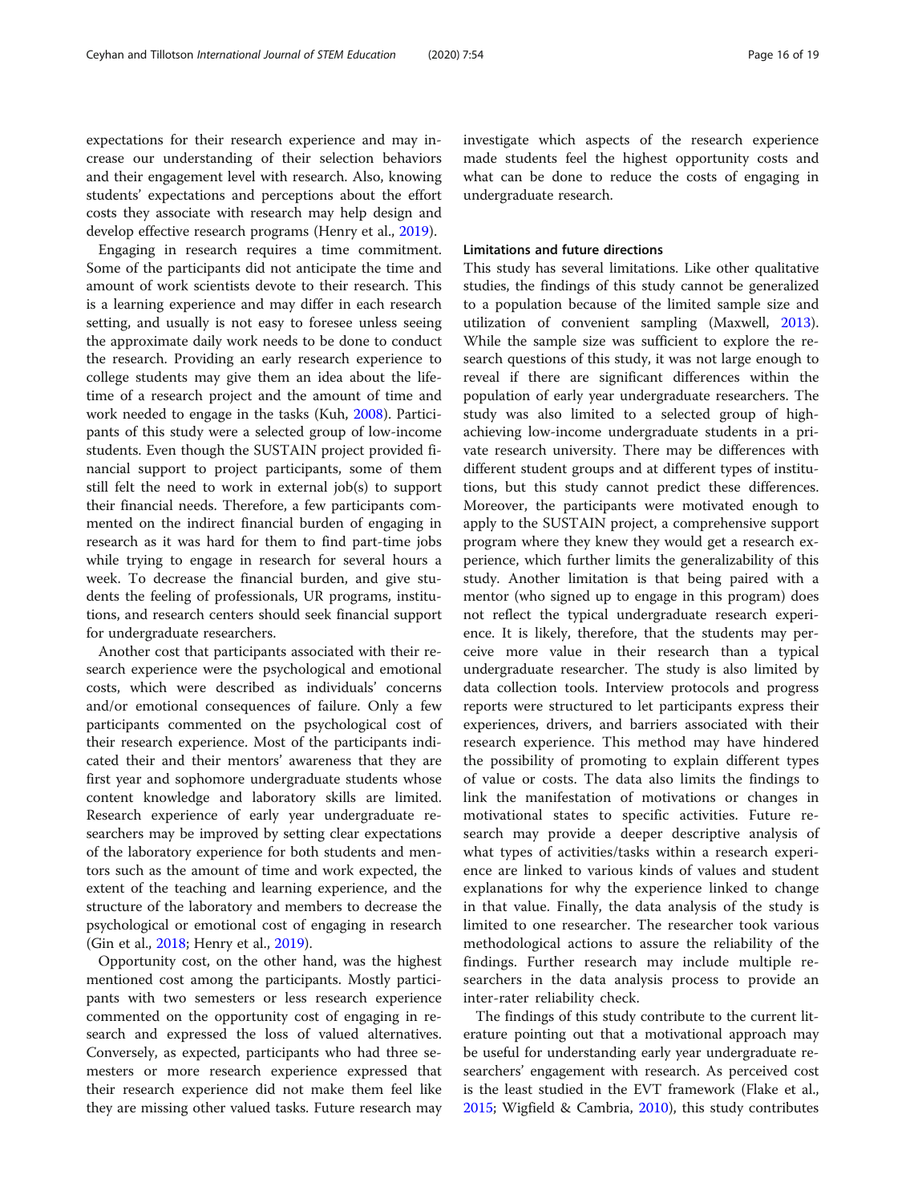expectations for their research experience and may increase our understanding of their selection behaviors and their engagement level with research. Also, knowing students' expectations and perceptions about the effort costs they associate with research may help design and develop effective research programs (Henry et al., 2019).

Engaging in research requires a time commitment. Some of the participants did not anticipate the time and amount of work scientists devote to their research. This is a learning experience and may differ in each research setting, and usually is not easy to foresee unless seeing the approximate daily work needs to be done to conduct the research. Providing an early research experience to college students may give them an idea about the lifetime of a research project and the amount of time and work needed to engage in the tasks (Kuh, 2008). Participants of this study were a selected group of low-income students. Even though the SUSTAIN project provided financial support to project participants, some of them still felt the need to work in external job(s) to support their financial needs. Therefore, a few participants commented on the indirect financial burden of engaging in research as it was hard for them to find part-time jobs while trying to engage in research for several hours a week. To decrease the financial burden, and give students the feeling of professionals, UR programs, institutions, and research centers should seek financial support for undergraduate researchers.

Another cost that participants associated with their research experience were the psychological and emotional costs, which were described as individuals' concerns and/or emotional consequences of failure. Only a few participants commented on the psychological cost of their research experience. Most of the participants indicated their and their mentors' awareness that they are first year and sophomore undergraduate students whose content knowledge and laboratory skills are limited. Research experience of early year undergraduate researchers may be improved by setting clear expectations of the laboratory experience for both students and mentors such as the amount of time and work expected, the extent of the teaching and learning experience, and the structure of the laboratory and members to decrease the psychological or emotional cost of engaging in research (Gin et al., 2018; Henry et al., 2019).

Opportunity cost, on the other hand, was the highest mentioned cost among the participants. Mostly participants with two semesters or less research experience commented on the opportunity cost of engaging in research and expressed the loss of valued alternatives. Conversely, as expected, participants who had three semesters or more research experience expressed that their research experience did not make them feel like they are missing other valued tasks. Future research may investigate which aspects of the research experience made students feel the highest opportunity costs and what can be done to reduce the costs of engaging in undergraduate research.

## Limitations and future directions

This study has several limitations. Like other qualitative studies, the findings of this study cannot be generalized to a population because of the limited sample size and utilization of convenient sampling (Maxwell, 2013). While the sample size was sufficient to explore the research questions of this study, it was not large enough to reveal if there are significant differences within the population of early year undergraduate researchers. The study was also limited to a selected group of high-achieving low-income undergraduate students in a private research university. There may be differences with different student groups and at different types of institutions, but this study cannot predict these differences. Moreover, the participants were motivated enough to apply to the SUSTAIN project, a comprehensive support program where they knew they would get a research experience, which further limits the generalizability of this study. Another limitation is that being paired with a mentor (who signed up to engage in this program) does not reflect the typical undergraduate research experience. It is likely, therefore, that the students may perceive more value in their research than a typical undergraduate researcher. The study is also limited by data collection tools. Interview protocols and progress reports were structured to let participants express their experiences, drivers, and barriers associated with their research experience. This method may have hindered the possibility of promoting to explain different types of value or costs. The data also limits the findings to link the manifestation of motivations or changes in motivational states to specific activities. Future research may provide a deeper descriptive analysis of what types of activities/tasks within a research experience are linked to various kinds of values and student explanations for why the experience linked to change in that value. Finally, the data analysis of the study is limited to one researcher. The researcher took various methodological actions to assure the reliability of the findings. Further research may include multiple researchers in the data analysis process to provide an inter-rater reliability check.

The findings of this study contribute to the current literature pointing out that a motivational approach may be useful for understanding early year undergraduate researchers' engagement with research. As perceived cost is the least studied in the EVT framework (Flake et al., 2015; Wigfield & Cambria, 2010), this study contributes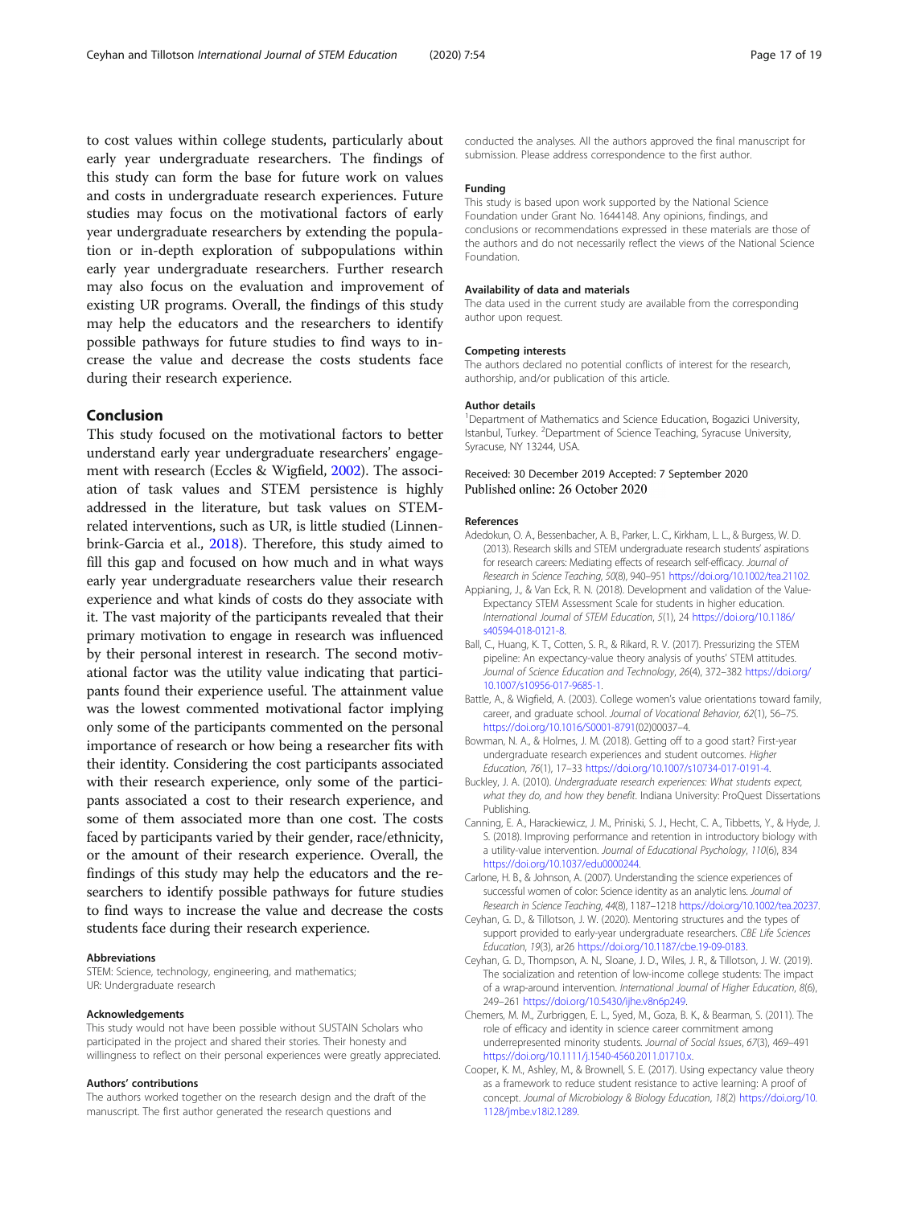to cost values within college students, particularly about early year undergraduate researchers. The findings of this study can form the base for future work on values and costs in undergraduate research experiences. Future studies may focus on the motivational factors of early year undergraduate researchers by extending the population or in-depth exploration of subpopulations within early year undergraduate researchers. Further research may also focus on the evaluation and improvement of existing UR programs. Overall, the findings of this study may help the educators and the researchers to identify possible pathways for future studies to find ways to increase the value and decrease the costs students face during their research experience.

## Conclusion

This study focused on the motivational factors to better understand early year undergraduate researchers' engagement with research (Eccles & Wigfield, 2002). The association of task values and STEM persistence is highly addressed in the literature, but task values on STEM-related interventions, such as UR, is little studied (Linnenbrink-Garcia et al., 2018). Therefore, this study aimed to fill this gap and focused on how much and in what ways early year undergraduate researchers value their research experience and what kinds of costs do they associate with it. The vast majority of the participants revealed that their primary motivation to engage in research was influenced by their personal interest in research. The second motivational factor was the utility value indicating that participants found their experience useful. The attainment value was the lowest commented motivational factor implying only some of the participants commented on the personal importance of research or how being a researcher fits with their identity. Considering the cost participants associated with their research experience, only some of the participants associated a cost to their research experience, and some of them associated more than one cost. The costs faced by participants varied by their gender, race/ethnicity, or the amount of their research experience. Overall, the findings of this study may help the educators and the researchers to identify possible pathways for future studies to find ways to increase the value and decrease the costs students face during their research experience.

### Abbreviations

STEM: Science, technology, engineering, and mathematics;
UR: Undergraduate research

### Acknowledgements

This study would not have been possible without SUSTAIN Scholars who participated in the project and shared their stories. Their honesty and willingness to reflect on their personal experiences were greatly appreciated.

### Authors' contributions

The authors worked together on the research design and the draft of the manuscript. The first author generated the research questions and conducted the analyses. All the authors approved the final manuscript for submission. Please address correspondence to the first author.

### Funding

This study is based upon work supported by the National Science Foundation under Grant No. 1644148. Any opinions, findings, and conclusions or recommendations expressed in these materials are those of the authors and do not necessarily reflect the views of the National Science Foundation.

### Availability of data and materials

The data used in the current study are available from the corresponding author upon request.

### Competing interests

The authors declared no potential conflicts of interest for the research, authorship, and/or publication of this article.

### Author details

[1]Department of Mathematics and Science Education, Bogazici University, Istanbul, Turkey. [2]Department of Science Teaching, Syracuse University, Syracuse, NY 13244, USA.

Received: 30 December 2019 Accepted: 7 September 2020
Published online: 26 October 2020

### References

Adedokun, O. A., Bessenbacher, A. B., Parker, L. C., Kirkham, L. L., & Burgess, W. D. (2013). Research skills and STEM undergraduate research students' aspirations for research careers: Mediating effects of research self-efficacy. *Journal of Research in Science Teaching*, *50*(8), 940–951 https://doi.org/10.1002/tea.21102.

Appianing, J., & Van Eck, R. N. (2018). Development and validation of the Value-Expectancy STEM Assessment Scale for students in higher education. *International Journal of STEM Education*, *5*(1), 24 https://doi.org/10.1186/s40594-018-0121-8.

Ball, C., Huang, K. T., Cotten, S. R., & Rikard, R. V. (2017). Pressurizing the STEM pipeline: An expectancy-value theory analysis of youths' STEM attitudes. *Journal of Science Education and Technology*, *26*(4), 372–382 https://doi.org/10.1007/s10956-017-9685-1.

Battle, A., & Wigfield, A. (2003). College women's value orientations toward family, career, and graduate school. *Journal of Vocational Behavior*, *62*(1), 56–75. https://doi.org/10.1016/S0001-8791(02)00037–4.

Bowman, N. A., & Holmes, J. M. (2018). Getting off to a good start? First-year undergraduate research experiences and student outcomes. *Higher Education*, *76*(1), 17–33 https://doi.org/10.1007/s10734-017-0191-4.

Buckley, J. A. (2010). *Undergraduate research experiences: What students expect, what they do, and how they benefit*. Indiana University: ProQuest Dissertations Publishing.

Canning, E. A., Harackiewicz, J. M., Priniski, S. J., Hecht, C. A., Tibbetts, Y., & Hyde, J. S. (2018). Improving performance and retention in introductory biology with a utility-value intervention. *Journal of Educational Psychology*, *110*(6), 834 https://doi.org/10.1037/edu0000244.

Carlone, H. B., & Johnson, A. (2007). Understanding the science experiences of successful women of color: Science identity as an analytic lens. *Journal of Research in Science Teaching*, *44*(8), 1187–1218 https://doi.org/10.1002/tea.20237.

Ceyhan, G. D., & Tillotson, J. W. (2020). Mentoring structures and the types of support provided to early-year undergraduate researchers. *CBE Life Sciences Education*, *19*(3), ar26 https://doi.org/10.1187/cbe.19-09-0183.

Ceyhan, G. D., Thompson, A. N., Sloane, J. D., Wiles, J. R., & Tillotson, J. W. (2019). The socialization and retention of low-income college students: The impact of a wrap-around intervention. *International Journal of Higher Education*, *8*(6), 249–261 https://doi.org/10.5430/ijhe.v8n6p249.

Chemers, M. M., Zurbriggen, E. L., Syed, M., Goza, B. K., & Bearman, S. (2011). The role of efficacy and identity in science career commitment among underrepresented minority students. *Journal of Social Issues*, *67*(3), 469–491 https://doi.org/10.1111/j.1540-4560.2011.01710.x.

Cooper, K. M., Ashley, M., & Brownell, S. E. (2017). Using expectancy value theory as a framework to reduce student resistance to active learning: A proof of concept. *Journal of Microbiology & Biology Education*, *18*(2) https://doi.org/10.1128/jmbe.v18i2.1289.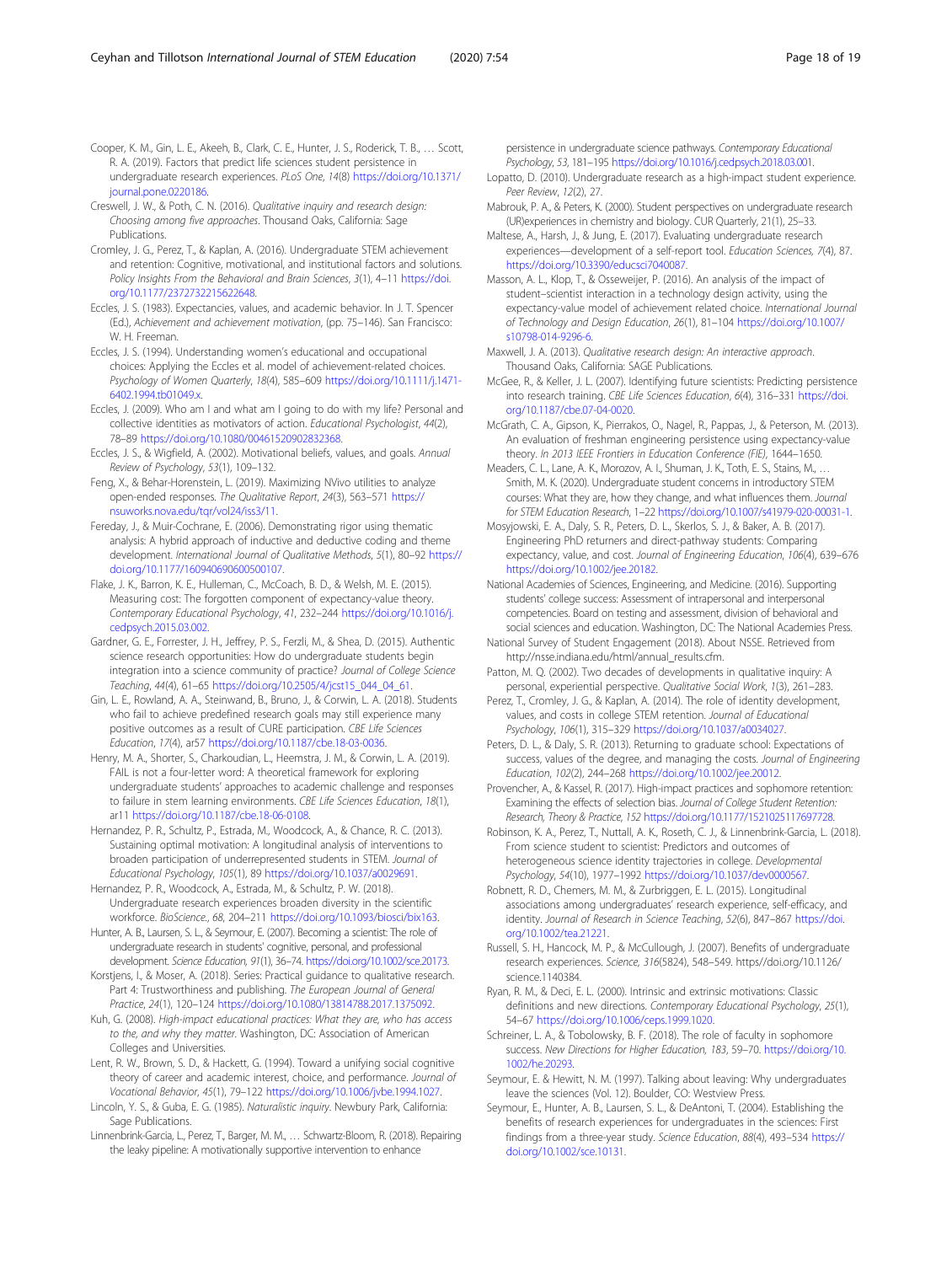Cooper, K. M., Gin, L. E., Akeeh, B., Clark, C. E., Hunter, J. S., Roderick, T. B., … Scott, R. A. (2019). Factors that predict life sciences student persistence in undergraduate research experiences. *PLoS One*, *14*(8) https://doi.org/10.1371/journal.pone.0220186.

Creswell, J. W., & Poth, C. N. (2016). *Qualitative inquiry and research design: Choosing among five approaches*. Thousand Oaks, California: Sage Publications.

Cromley, J. G., Perez, T., & Kaplan, A. (2016). Undergraduate STEM achievement and retention: Cognitive, motivational, and institutional factors and solutions. *Policy Insights From the Behavioral and Brain Sciences*, *3*(1), 4–11 https://doi.org/10.1177/2372732215622648.

Eccles, J. S. (1983). Expectancies, values, and academic behavior. In J. T. Spencer (Ed.), *Achievement and achievement motivation*, (pp. 75–146). San Francisco: W. H. Freeman.

Eccles, J. S. (1994). Understanding women's educational and occupational choices: Applying the Eccles et al. model of achievement-related choices. *Psychology of Women Quarterly*, *18*(4), 585–609 https://doi.org/10.1111/j.1471-6402.1994.tb01049.x.

Eccles, J. (2009). Who am I and what am I going to do with my life? Personal and collective identities as motivators of action. *Educational Psychologist*, *44*(2), 78–89 https://doi.org/10.1080/00461520902832368.

Eccles, J. S., & Wigfield, A. (2002). Motivational beliefs, values, and goals. *Annual Review of Psychology*, *53*(1), 109–132.

Feng, X., & Behar-Horenstein, L. (2019). Maximizing NVivo utilities to analyze open-ended responses. *The Qualitative Report*, *24*(3), 563–571 https://nsuworks.nova.edu/tqr/vol24/iss3/11.

Fereday, J., & Muir-Cochrane, E. (2006). Demonstrating rigor using thematic analysis: A hybrid approach of inductive and deductive coding and theme development. *International Journal of Qualitative Methods*, *5*(1), 80–92 https://doi.org/10.1177/160940690600500107.

Flake, J. K., Barron, K. E., Hulleman, C., McCoach, B. D., & Welsh, M. E. (2015). Measuring cost: The forgotten component of expectancy-value theory. *Contemporary Educational Psychology*, *41*, 232–244 https://doi.org/10.1016/j.cedpsych.2015.03.002.

Gardner, G. E., Forrester, J. H., Jeffrey, P. S., Ferzli, M., & Shea, D. (2015). Authentic science research opportunities: How do undergraduate students begin integration into a science community of practice? *Journal of College Science Teaching*, *44*(4), 61–65 https://doi.org/10.2505/4/jcst15_044_04_61.

Gin, L. E., Rowland, A. A., Steinwand, B., Bruno, J., & Corwin, L. A. (2018). Students who fail to achieve predefined research goals may still experience many positive outcomes as a result of CURE participation. *CBE Life Sciences Education*, *17*(4), ar57 https://doi.org/10.1187/cbe.18-03-0036.

Henry, M. A., Shorter, S., Charkoudian, L., Heemstra, J. M., & Corwin, L. A. (2019). FAIL is not a four-letter word: A theoretical framework for exploring undergraduate students' approaches to academic challenge and responses to failure in stem learning environments. *CBE Life Sciences Education*, *18*(1), ar11 https://doi.org/10.1187/cbe.18-06-0108.

Hernandez, P. R., Schultz, P., Estrada, M., Woodcock, A., & Chance, R. C. (2013). Sustaining optimal motivation: A longitudinal analysis of interventions to broaden participation of underrepresented students in STEM. *Journal of Educational Psychology*, *105*(1), 89 https://doi.org/10.1037/a0029691.

Hernandez, P. R., Woodcock, A., Estrada, M., & Schultz, P. W. (2018). Undergraduate research experiences broaden diversity in the scientific workforce. *BioScience*, *68*, 204–211 https://doi.org/10.1093/biosci/bix163.

Hunter, A. B., Laursen, S. L., & Seymour, E. (2007). Becoming a scientist: The role of undergraduate research in students' cognitive, personal, and professional development. *Science Education*, *91*(1), 36–74. https://doi.org/10.1002/sce.20173.

Korstjens, I., & Moser, A. (2018). Series: Practical guidance to qualitative research. Part 4: Trustworthiness and publishing. *The European Journal of General Practice*, *24*(1), 120–124 https://doi.org/10.1080/13814788.2017.1375092.

Kuh, G. (2008). *High-impact educational practices: What they are, who has access to the, and why they matter*. Washington, DC: Association of American Colleges and Universities.

Lent, R. W., Brown, S. D., & Hackett, G. (1994). Toward a unifying social cognitive theory of career and academic interest, choice, and performance. *Journal of Vocational Behavior*, *45*(1), 79–122 https://doi.org/10.1006/jvbe.1994.1027.

Lincoln, Y. S., & Guba, E. G. (1985). *Naturalistic inquiry*. Newbury Park, California: Sage Publications.

Linnenbrink-Garcia, L., Perez, T., Barger, M. M., … Schwartz-Bloom, R. (2018). Repairing the leaky pipeline: A motivationally supportive intervention to enhance persistence in undergraduate science pathways. *Contemporary Educational Psychology*, *53*, 181–195 https://doi.org/10.1016/j.cedpsych.2018.03.001.

Lopatto, D. (2010). Undergraduate research as a high-impact student experience. *Peer Review*, *12*(2), 27.

Mabrouk, P. A., & Peters, K. (2000). Student perspectives on undergraduate research (UR)experiences in chemistry and biology. CUR Quarterly, 21(1), 25–33.

Maltese, A., Harsh, J., & Jung, E. (2017). Evaluating undergraduate research experiences—development of a self-report tool. *Education Sciences*, *7*(4), 87. https://doi.org/10.3390/educsci7040087.

Masson, A. L., Klop, T., & Osseweijer, P. (2016). An analysis of the impact of student–scientist interaction in a technology design activity, using the expectancy-value model of achievement related choice. *International Journal of Technology and Design Education*, *26*(1), 81–104 https://doi.org/10.1007/s10798-014-9296-6.

Maxwell, J. A. (2013). *Qualitative research design: An interactive approach*. Thousand Oaks, California: SAGE Publications.

McGee, R., & Keller, J. L. (2007). Identifying future scientists: Predicting persistence into research training. *CBE Life Sciences Education*, *6*(4), 316–331 https://doi.org/10.1187/cbe.07-04-0020.

McGrath, C. A., Gipson, K., Pierrakos, O., Nagel, R., Pappas, J., & Peterson, M. (2013). An evaluation of freshman engineering persistence using expectancy-value theory. *In 2013 IEEE Frontiers in Education Conference (FIE)*, 1644–1650.

Meaders, C. L., Lane, A. K., Morozov, A. I., Shuman, J. K., Toth, E. S., Stains, M., … Smith, M. K. (2020). Undergraduate student concerns in introductory STEM courses: What they are, how they change, and what influences them. *Journal for STEM Education Research*, 1–22 https://doi.org/10.1007/s41979-020-00031-1.

Mosyjowski, E. A., Daly, S. R., Peters, D. L., Skerlos, S. J., & Baker, A. B. (2017). Engineering PhD returners and direct-pathway students: Comparing expectancy, value, and cost. *Journal of Engineering Education*, *106*(4), 639–676 https://doi.org/10.1002/jee.20182.

National Academies of Sciences, Engineering, and Medicine. (2016). Supporting students' college success: Assessment of intrapersonal and interpersonal competencies. Board on testing and assessment, division of behavioral and social sciences and education. Washington, DC: The National Academies Press.

National Survey of Student Engagement (2018). About NSSE. Retrieved from http://nsse.indiana.edu/html/annual_results.cfm.

Patton, M. Q. (2002). Two decades of developments in qualitative inquiry: A personal, experiential perspective. *Qualitative Social Work*, *1*(3), 261–283.

Perez, T., Cromley, J. G., & Kaplan, A. (2014). The role of identity development, values, and costs in college STEM retention. *Journal of Educational Psychology*, *106*(1), 315–329 https://doi.org/10.1037/a0034027.

Peters, D. L., & Daly, S. R. (2013). Returning to graduate school: Expectations of success, values of the degree, and managing the costs. *Journal of Engineering Education*, *102*(2), 244–268 https://doi.org/10.1002/jee.20012.

Provencher, A., & Kassel, R. (2017). High-impact practices and sophomore retention: Examining the effects of selection bias. *Journal of College Student Retention: Research, Theory & Practice*, *152* https://doi.org/10.1177/1521025117697728.

Robinson, K. A., Perez, T., Nuttall, A. K., Roseth, C. J., & Linnenbrink-Garcia, L. (2018). From science student to scientist: Predictors and outcomes of heterogeneous science identity trajectories in college. *Developmental Psychology*, *54*(10), 1977–1992 https://doi.org/10.1037/dev0000567.

Robnett, R. D., Chemers, M. M., & Zurbriggen, E. L. (2015). Longitudinal associations among undergraduates' research experience, self-efficacy, and identity. *Journal of Research in Science Teaching*, *52*(6), 847–867 https://doi.org/10.1002/tea.21221.

Russell, S. H., Hancock, M. P., & McCullough, J. (2007). Benefits of undergraduate research experiences. *Science*, *316*(5824), 548–549. https//doi.org/10.1126/science.1140384.

Ryan, R. M., & Deci, E. L. (2000). Intrinsic and extrinsic motivations: Classic definitions and new directions. *Contemporary Educational Psychology*, *25*(1), 54–67 https://doi.org/10.1006/ceps.1999.1020.

Schreiner, L. A., & Tobolowsky, B. F. (2018). The role of faculty in sophomore success. *New Directions for Higher Education*, *183*, 59–70. https://doi.org/10.1002/he.20293.

Seymour, E. & Hewitt, N. M. (1997). Talking about leaving: Why undergraduates leave the sciences (Vol. 12). Boulder, CO: Westview Press.

Seymour, E., Hunter, A. B., Laursen, S. L., & DeAntoni, T. (2004). Establishing the benefits of research experiences for undergraduates in the sciences: First findings from a three-year study. *Science Education*, *88*(4), 493–534 https://doi.org/10.1002/sce.10131.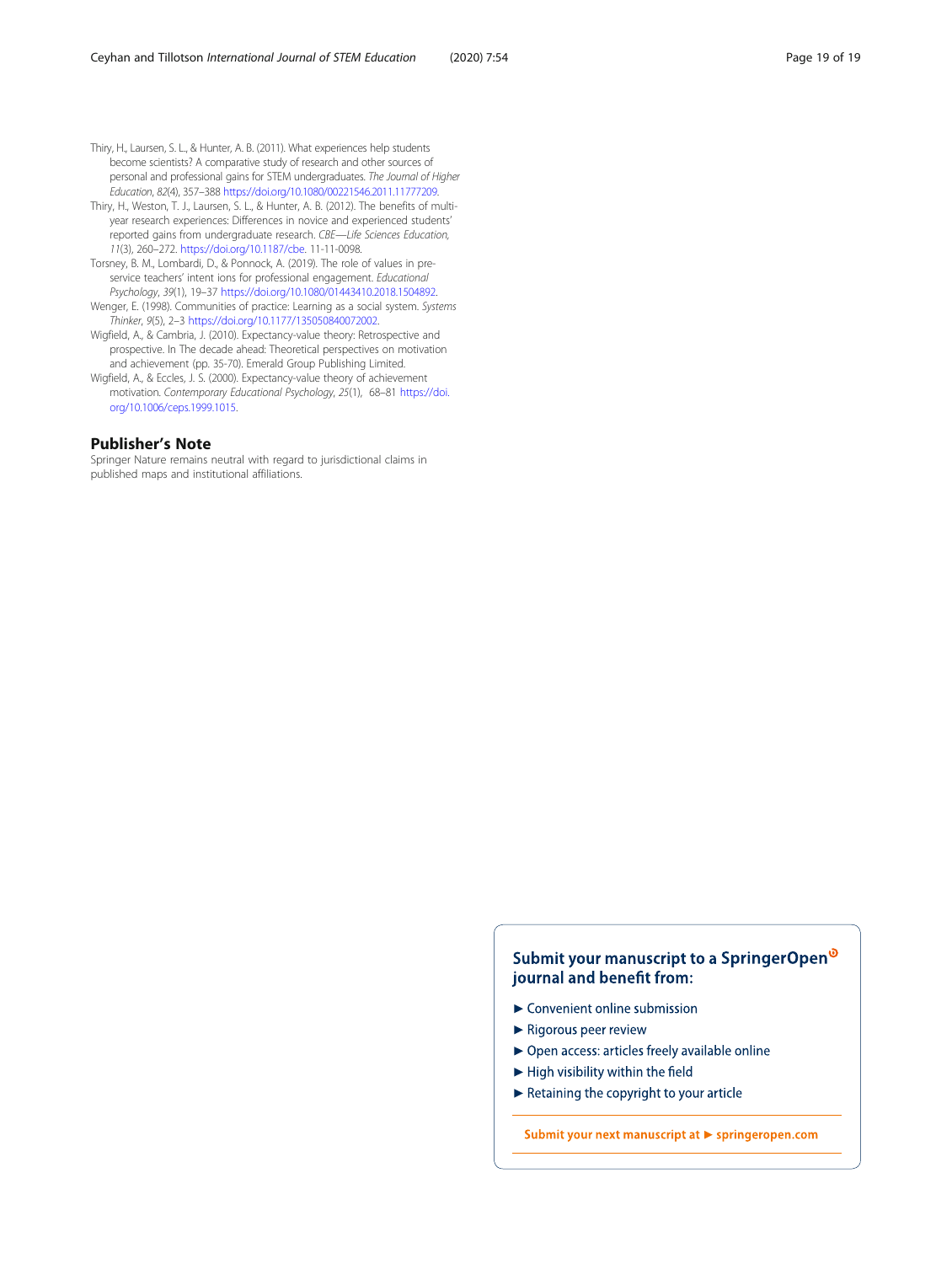Thiry, H., Laursen, S. L., & Hunter, A. B. (2011). What experiences help students become scientists? A comparative study of research and other sources of personal and professional gains for STEM undergraduates. *The Journal of Higher Education*, *82*(4), 357–388 https://doi.org/10.1080/00221546.2011.11777209.

Thiry, H., Weston, T. J., Laursen, S. L., & Hunter, A. B. (2012). The benefits of multi-year research experiences: Differences in novice and experienced students' reported gains from undergraduate research. *CBE—Life Sciences Education*, *11*(3), 260–272. https://doi.org/10.1187/cbe. 11-11-0098.

Torsney, B. M., Lombardi, D., & Ponnock, A. (2019). The role of values in pre-service teachers' intent ions for professional engagement. *Educational Psychology*, *39*(1), 19–37 https://doi.org/10.1080/01443410.2018.1504892.

Wenger, E. (1998). Communities of practice: Learning as a social system. *Systems Thinker*, *9*(5), 2–3 https://doi.org/10.1177/135050840072002.

Wigfield, A., & Cambria, J. (2010). Expectancy-value theory: Retrospective and prospective. In The decade ahead: Theoretical perspectives on motivation and achievement (pp. 35-70). Emerald Group Publishing Limited.

Wigfield, A., & Eccles, J. S. (2000). Expectancy-value theory of achievement motivation. *Contemporary Educational Psychology*, *25*(1), 68–81 https://doi.org/10.1006/ceps.1999.1015.

## Publisher's Note

Springer Nature remains neutral with regard to jurisdictional claims in published maps and institutional affiliations.

**Submit your manuscript to a SpringerOpen journal and benefit from:**

- Convenient online submission
- Rigorous peer review
- Open access: articles freely available online
- High visibility within the field
- Retaining the copyright to your article

**Submit your next manuscript at ► springeropen.com**